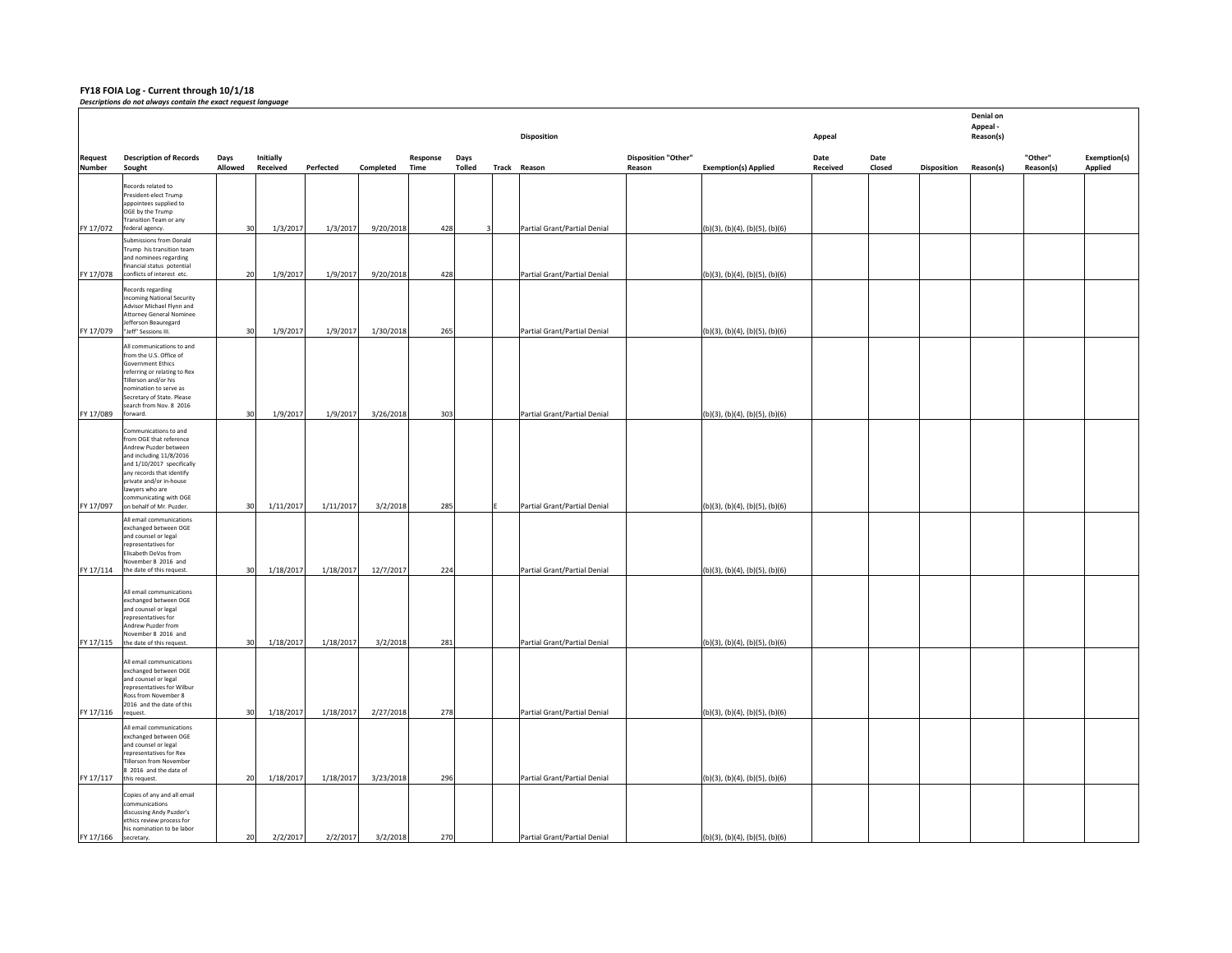**FY18 FOIA Log - Current through 10/1/18**

***Descriptions do not always contain the exact request language***

| | | | | | | | | | Disposition | | | Appeal | | | Denial on Appeal - Reason(s) | | |
|---|---|---|---|---|---|---|---|---|---|---|---|---|---|---|---|---|---|
| Request Number | Description of Records Sought | Days Allowed | Initially Received | Perfected | Completed | Response Time | Days Tolled | Track | Reason | Disposition "Other" Reason | Exemption(s) Applied | Date Received | Date Closed | Disposition | Reason(s) | "Other" Reason(s) | Exemption(s) Applied |
| FY 17/072 | Records related to President-elect Trump appointees supplied to OGE by the Trump Transition Team or any federal agency. | 30 | 1/3/2017 | 1/3/2017 | 9/20/2018 | 428 | 3 | | Partial Grant/Partial Denial | | (b)(3), (b)(4), (b)(5), (b)(6) | | | | | | |
| FY 17/078 | Submissions from Donald Trump his transition team and nominees regarding financial status potential conflicts of interest etc. | 20 | 1/9/2017 | 1/9/2017 | 9/20/2018 | 428 | | | Partial Grant/Partial Denial | | (b)(3), (b)(4), (b)(5), (b)(6) | | | | | | |
| FY 17/079 | Records regarding incoming National Security Advisor Michael Flynn and Attorney General Nominee Jefferson Beauregard "Jeff" Sessions III. | 30 | 1/9/2017 | 1/9/2017 | 1/30/2018 | 265 | | | Partial Grant/Partial Denial | | (b)(3), (b)(4), (b)(5), (b)(6) | | | | | | |
| FY 17/089 | All communications to and from the U.S. Office of Government Ethics referring or relating to Rex Tillerson and/or his nomination to serve as Secretary of State. Please search from Nov. 8 2016 forward. | 30 | 1/9/2017 | 1/9/2017 | 3/26/2018 | 303 | | | Partial Grant/Partial Denial | | (b)(3), (b)(4), (b)(5), (b)(6) | | | | | | |
| FY 17/097 | Communications to and from OGE that reference Andrew Puzder between and including 11/8/2016 and 1/10/2017 specifically any records that identify private and/or in-house lawyers who are communicating with OGE on behalf of Mr. Puzder. | 30 | 1/11/2017 | 1/11/2017 | 3/2/2018 | 285 | | E | Partial Grant/Partial Denial | | (b)(3), (b)(4), (b)(5), (b)(6) | | | | | | |
| FY 17/114 | All email communications exchanged between OGE and counsel or legal representatives for Elisabeth DeVos from November 8 2016 and the date of this request. | 30 | 1/18/2017 | 1/18/2017 | 12/7/2017 | 224 | | | Partial Grant/Partial Denial | | (b)(3), (b)(4), (b)(5), (b)(6) | | | | | | |
| FY 17/115 | All email communications exchanged between OGE and counsel or legal representatives for Andrew Puzder from November 8 2016 and the date of this request. | 30 | 1/18/2017 | 1/18/2017 | 3/2/2018 | 281 | | | Partial Grant/Partial Denial | | (b)(3), (b)(4), (b)(5), (b)(6) | | | | | | |
| FY 17/116 | All email communications exchanged between OGE and counsel or legal representatives for Wilbur Ross from November 8 2016 and the date of this request. | 30 | 1/18/2017 | 1/18/2017 | 2/27/2018 | 278 | | | Partial Grant/Partial Denial | | (b)(3), (b)(4), (b)(5), (b)(6) | | | | | | |
| FY 17/117 | All email communications exchanged between OGE and counsel or legal representatives for Rex Tillerson from November 8 2016 and the date of this request. | 20 | 1/18/2017 | 1/18/2017 | 3/23/2018 | 296 | | | Partial Grant/Partial Denial | | (b)(3), (b)(4), (b)(5), (b)(6) | | | | | | |
| FY 17/166 | Copies of any and all email communications discussing Andy Puzder's ethics review process for his nomination to be labor secretary. | 20 | 2/2/2017 | 2/2/2017 | 3/2/2018 | 270 | | | Partial Grant/Partial Denial | | (b)(3), (b)(4), (b)(5), (b)(6) | | | | | | |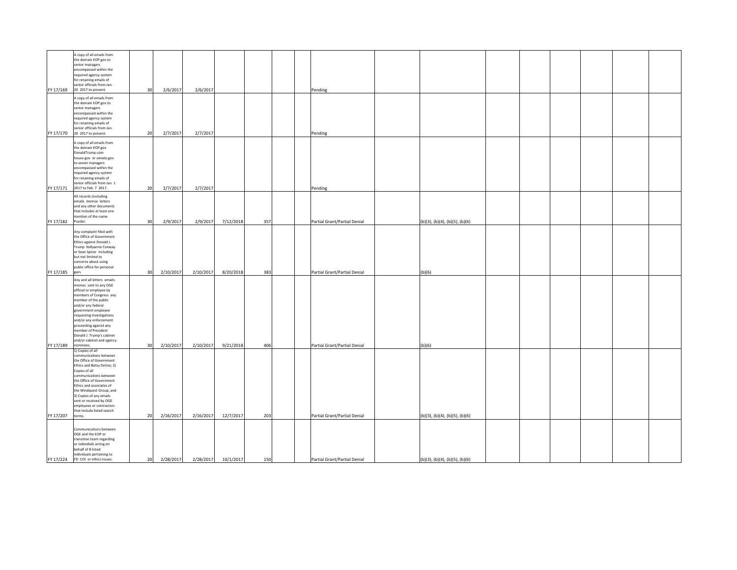| | | | | | | | | | | | | | | | | | | |
|---|---|---|---|---|---|---|---|---|---|---|---|---|---|---|---|---|---|---|
| FY 17/169 | A copy of all emails from the domain EOP.gov to senior managers encompassed within the required agency system for retaining emails of senior officials from Jan. 20 2017 to present. | 30 | 2/6/2017 | 2/6/2017 | | | | | Pending | | | | | | | | | |
| FY 17/170 | A copy of all emails from the domain EOP.gov to senior managers encompassed within the required agency system for retaining emails of senior officials from Jan. 20 2017 to present. | 20 | 2/7/2017 | 2/7/2017 | | | | | Pending | | | | | | | | | |
| FY 17/171 | A copy of all emails from the domain EOP.gov DonaldTrump.com house.gov or senate.gov to senior managers encompassed within the required agency system for retaining emails of senior officials from Jan. 1 2017 to Feb. 7 2017. | 20 | 2/7/2017 | 2/7/2017 | | | | | Pending | | | | | | | | | |
| FY 17/182 | All records (including emails memos letters and any other document) that includes at least one mention of the name Puzder. | 30 | 2/9/2017 | 2/9/2017 | 7/12/2018 | 357 | | | Partial Grant/Partial Denial | | (b)(3), (b)(4), (b)(5), (b)(6) | | | | | | | |
| FY 17/185 | Any complaint filed with the Office of Government Ethics against Donald J. Trump Kellyanne Conway or Sean Spicer including but not limited to concerns about using public office for personal gain. | 30 | 2/10/2017 | 2/10/2017 | 8/20/2018 | 383 | | | Partial Grant/Partial Denial | | (b)(6) | | | | | | | |
| FY 17/189 | Any and all letters emails memos sent to any OGE official or employee by members of Congress any member of the public and/or any federal government employee requesting investigations and/or any enforcement proceeding against any member of President Donald J. Trump's cabinet and/or cabinet and agency nominees. | 30 | 2/10/2017 | 2/10/2017 | 9/21/2018 | 406 | | | Partial Grant/Partial Denial | | (b)(6) | | | | | | | |
| FY 17/207 | 1) Copies of all communications between the Office of Government Ethics and Betsy DeVos; 2) Copies of all communications between the Office of Government Ethics and associates of the Windquest Group; and 3) Copies of any emails sent or received by OGE employees or contractors that include listed search terms. | 20 | 2/16/2017 | 2/16/2017 | 12/7/2017 | 203 | | | Partial Grant/Partial Denial | | (b)(3), (b)(4), (b)(5), (b)(6) | | | | | | | |
| FY 17/224 | Communications between OGE and the EOP or transition team regarding or individials acting on behalf of 8 listed individuals pertaining to FD COI or ethics issues. | 20 | 2/28/2017 | 2/28/2017 | 10/1/2017 | 150 | | | Partial Grant/Partial Denial | | (b)(3), (b)(4), (b)(5), (b)(6) | | | | | | | |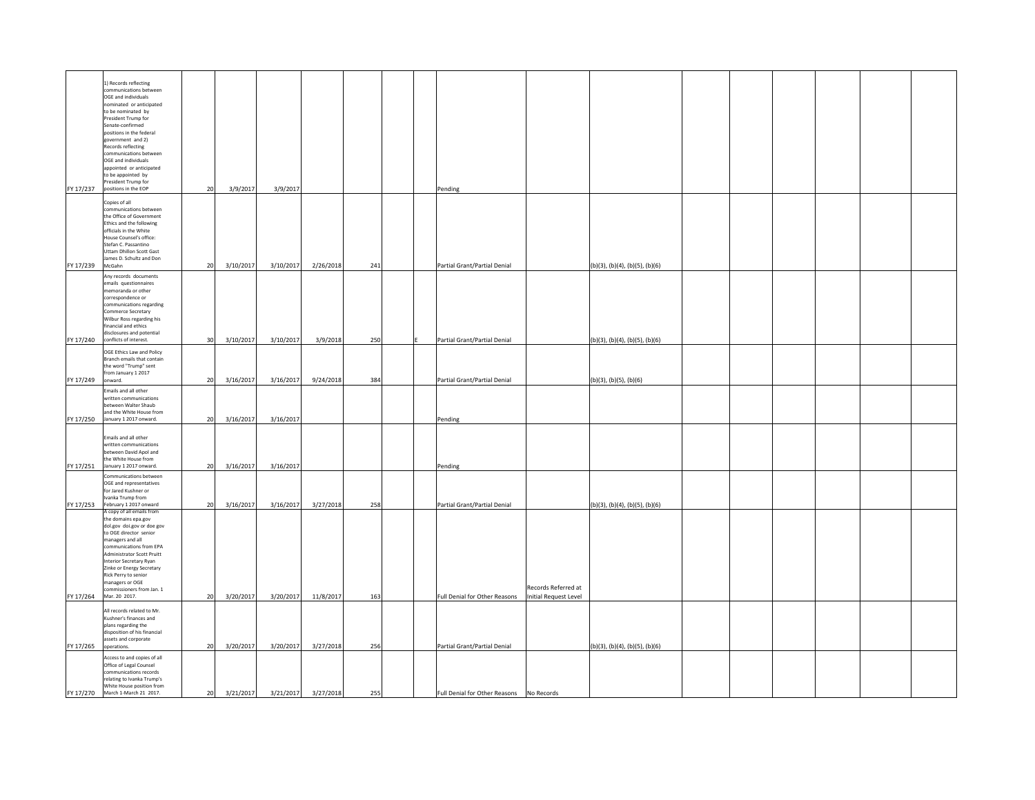| | | | | | | | | | | | | | | | | | |
|---|---|---|---|---|---|---|---|---|---|---|---|---|---|---|---|---|---|
| FY 17/237 | 1) Records reflecting communications between OGE and individuals nominated or anticipated to be nominated by President Trump for Senate-confirmed positions in the federal government and 2) Records reflecting communications between OGE and individuals appointed or anticipated to be appointed by President Trump for positions in the EOP | 20 | 3/9/2017 | 3/9/2017 | | | | | Pending | | | | | | | | |
| FY 17/239 | Copies of all communications between the Office of Government Ethics and the following officials in the White House Counsel's office: Stefan C. Passantino Uttam Dhillon Scott Gast James D. Schultz and Don McGahn | 20 | 3/10/2017 | 3/10/2017 | 2/26/2018 | 241 | | | Partial Grant/Partial Denial | | (b)(3), (b)(4), (b)(5), (b)(6) | | | | | | |
| FY 17/240 | Any records documents emails questionnaires memoranda or other correspondence or communications regarding Commerce Secretary Wilbur Ross regarding his financial and ethics disclosures and potential conflicts of interest. | 30 | 3/10/2017 | 3/10/2017 | 3/9/2018 | 250 | | E | Partial Grant/Partial Denial | | (b)(3), (b)(4), (b)(5), (b)(6) | | | | | | |
| FY 17/249 | OGE Ethics Law and Policy Branch emails that contain the word "Trump" sent from January 1 2017 onward. | 20 | 3/16/2017 | 3/16/2017 | 9/24/2018 | 384 | | | Partial Grant/Partial Denial | | (b)(3), (b)(5), (b)(6) | | | | | | |
| FY 17/250 | Emails and all other written communications between Walter Shaub and the White House from January 1 2017 onward. | 20 | 3/16/2017 | 3/16/2017 | | | | | Pending | | | | | | | | |
| FY 17/251 | Emails and all other written communications between David Apol and the White House from January 1 2017 onward. | 20 | 3/16/2017 | 3/16/2017 | | | | | Pending | | | | | | | | |
| FY 17/253 | Communications between OGE and representatives for Jared Kushner or Ivanka Trump from February 1 2017 onward | 20 | 3/16/2017 | 3/16/2017 | 3/27/2018 | 258 | | | Partial Grant/Partial Denial | | (b)(3), (b)(4), (b)(5), (b)(6) | | | | | | |
| FY 17/264 | A copy of all emails from the domains epa.gov dol.gov doi.gov or doe gov to OGE director senior managers and all communications from EPA Administrator Scott Pruitt Interior Secretary Ryan Zinke or Energy Secretary Rick Perry to senior managers or OGE commissioners from Jan. 1 Mar. 20 2017. | 20 | 3/20/2017 | 3/20/2017 | 11/8/2017 | 163 | | | Full Denial for Other Reasons | Records Referred at Initial Request Level | | | | | | | |
| FY 17/265 | All records related to Mr. Kushner's finances and plans regarding the disposition of his financial assets and corporate operations. | 20 | 3/20/2017 | 3/20/2017 | 3/27/2018 | 256 | | | Partial Grant/Partial Denial | | (b)(3), (b)(4), (b)(5), (b)(6) | | | | | | |
| FY 17/270 | Access to and copies of all Office of Legal Counsel communications records relating to Ivanka Trump's White House position from March 1-March 21 2017. | 20 | 3/21/2017 | 3/21/2017 | 3/27/2018 | 255 | | | Full Denial for Other Reasons | No Records | | | | | | | |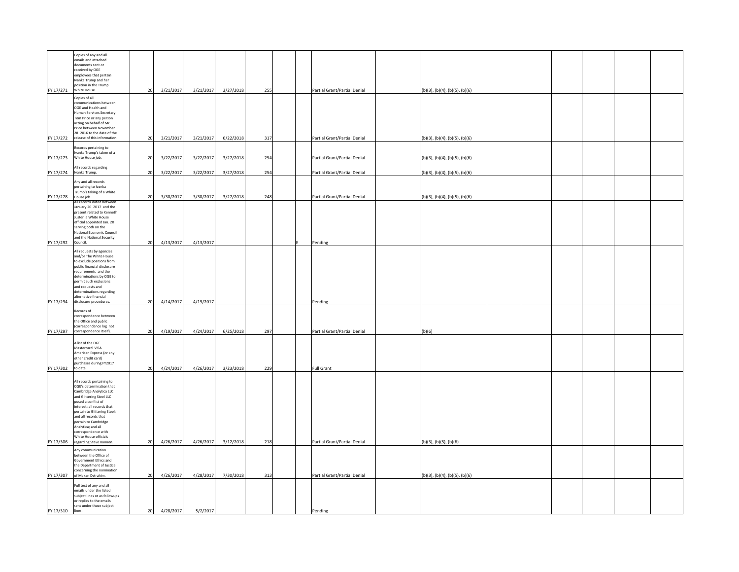| | | | | | | | | | | | | | | | | | | | |
|---|---|---|---|---|---|---|---|---|---|---|---|---|---|---|---|---|---|---|---|
| FY 17/271 | Copies of any and all emails and attached documents sent or received by OGE employees that pertain Ivanka Trump and her position in the Trump White House. | 20 | 3/21/2017 | 3/21/2017 | 3/27/2018 | 255 | | | Partial Grant/Partial Denial | | (b)(3), (b)(4), (b)(5), (b)(6) | | | | | | |
| FY 17/272 | Copies of all communications between OGE and Health and Human Services Secretary Tom Price or any person acting on behalf of Mr. Price between November 28 2016 to the date of the release of this information. | 20 | 3/21/2017 | 3/21/2017 | 6/22/2018 | 317 | | | Partial Grant/Partial Denial | | (b)(3), (b)(4), (b)(5), (b)(6) | | | | | | |
| FY 17/273 | Records pertaining to Ivanka Trump's taken of a White House job. | 20 | 3/22/2017 | 3/22/2017 | 3/27/2018 | 254 | | | Partial Grant/Partial Denial | | (b)(3), (b)(4), (b)(5), (b)(6) | | | | | | |
| FY 17/274 | All records regarding Ivanka Trump. | 20 | 3/22/2017 | 3/22/2017 | 3/27/2018 | 254 | | | Partial Grant/Partial Denial | | (b)(3), (b)(4), (b)(5), (b)(6) | | | | | | |
| FY 17/278 | Any and all records pertaining to Ivanka Trump's taking of a White House job. | 20 | 3/30/2017 | 3/30/2017 | 3/27/2018 | 248 | | | Partial Grant/Partial Denial | | (b)(3), (b)(4), (b)(5), (b)(6) | | | | | | |
| FY 17/292 | All records dated between January 20 2017 and the present related to Kenneth Juster a White House official appointed Jan. 20 serving both on the National Economic Council and the National Security Council. | 20 | 4/13/2017 | 4/13/2017 | | | | E | Pending | | | | | | | | |
| FY 17/294 | All requests by agencies and/or The White House to exclude positions from public financial disclosure requirements and the determinations by OGE to permit such exclusions and requests and determinations regarding alternative financial disclosure procedures. | 20 | 4/14/2017 | 4/19/2017 | | | | | Pending | | | | | | | | |
| FY 17/297 | Records of correspondence between the Office and public (correspondence log not correspondence itself). | 20 | 4/19/2017 | 4/24/2017 | 6/25/2018 | 297 | | | Partial Grant/Partial Denial | | (b)(6) | | | | | | |
| FY 17/302 | A list of the OGE Mastercard VISA American Express (or any other credit card) purchases during FY2017 to date. | 20 | 4/24/2017 | 4/26/2017 | 3/23/2018 | 229 | | | Full Grant | | | | | | | | |
| FY 17/306 | All records pertaining to OGE's determination that Cambridge Analytica LLC and Glittering Steel LLC posed a conflict of interest; all records that pertain to Glittering Steel; and all records that pertain to Cambridge Analytica; and all correspondence with White House officials regarding Steve Bannon. | 20 | 4/26/2017 | 4/26/2017 | 3/12/2018 | 218 | | | Partial Grant/Partial Denial | | (b)(3), (b)(5), (b)(6) | | | | | | |
| FY 17/307 | Any communication between the Office of Government Ethics and the Department of Justice concerning the nomination of Makan Delrahim. | 20 | 4/26/2017 | 4/28/2017 | 7/30/2018 | 313 | | | Partial Grant/Partial Denial | | (b)(3), (b)(4), (b)(5), (b)(6) | | | | | | |
| FY 17/310 | Full text of any and all emails under the listed subject lines or as followups or replies to the emails sent under those subject lines. | 20 | 4/28/2017 | 5/2/2017 | | | | | Pending | | | | | | | | |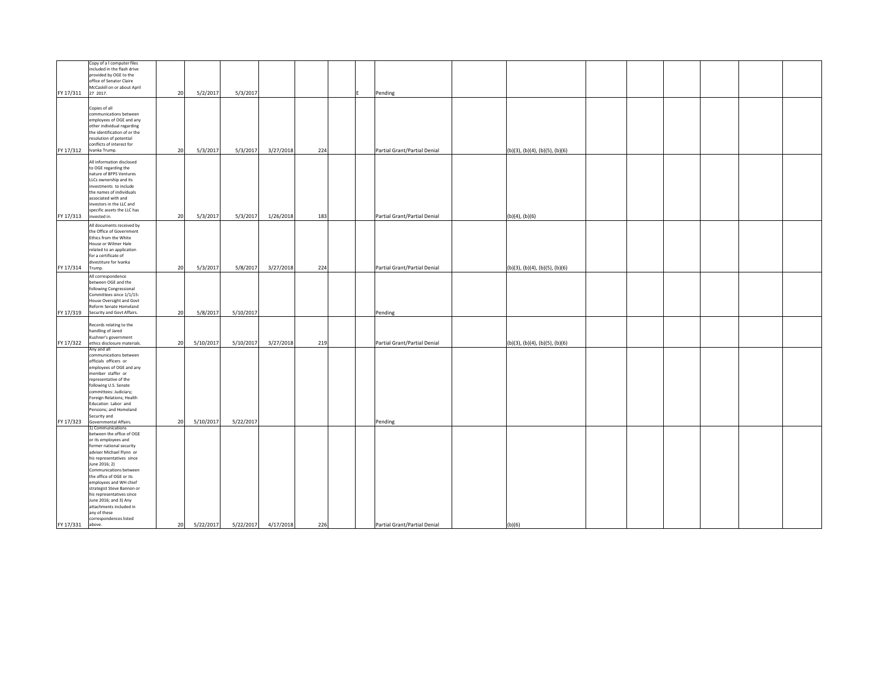| | | | | | | | | | | | | | | | | | |
|---|---|---|---|---|---|---|---|---|---|---|---|---|---|---|---|---|---|
| FY 17/311 | Copy of a l computer files included in the flash drive provided by OGE to the office of Senator Claire McCaskill on or about April 27 2017. | 20 | 5/2/2017 | 5/3/2017 | | | | E | Pending | | | | | | | | |
| FY 17/312 | Copies of all communications between employees of OGE and any other individual regarding the identification of or the resolution of potential conflicts of interest for Ivanka Trump. | 20 | 5/3/2017 | 5/3/2017 | 3/27/2018 | 224 | | | Partial Grant/Partial Denial | | (b)(3), (b)(4), (b)(5), (b)(6) | | | | | | |
| FY 17/313 | All information disclosed to OGE regarding the nature of BFPS Ventures LLCs ownership and its investments to include the names of individuals associated with and investors in the LLC and specific assets the LLC has invested in. | 20 | 5/3/2017 | 5/3/2017 | 1/26/2018 | 183 | | | Partial Grant/Partial Denial | | (b)(4), (b)(6) | | | | | | |
| FY 17/314 | All documents received by the Office of Government Ethics from the White House or Wilmer Hale related to an application for a certificate of divestiture for Ivanka Trump. | 20 | 5/3/2017 | 5/8/2017 | 3/27/2018 | 224 | | | Partial Grant/Partial Denial | | (b)(3), (b)(4), (b)(5), (b)(6) | | | | | | |
| FY 17/319 | All correspondence between OGE and the following Congressional Committees since 1/1/15: House Oversight and Govt Reform Senate Homeland Security and Govt Affairs. | 20 | 5/8/2017 | 5/10/2017 | | | | | Pending | | | | | | | | |
| FY 17/322 | Records relating to the handling of Jared Kushner's government ethics disclosure materials. | 20 | 5/10/2017 | 5/10/2017 | 3/27/2018 | 219 | | | Partial Grant/Partial Denial | | (b)(3), (b)(4), (b)(5), (b)(6) | | | | | | |
| FY 17/323 | Any and all communications between officials officers or employees of OGE and any member staffer or representative of the following U.S. Senate committees: Judiciary; Foreign Relations; Health Education Labor and Pensions; and Homeland Security and Governmental Affairs. | 20 | 5/10/2017 | 5/22/2017 | | | | | Pending | | | | | | | | |
| FY 17/331 | 1) Communications between the office of OGE or its employees and former national security adviser Michael Flynn or his representatives since June 2016; 2) Communications between the office of OGE or its employees and WH chief strategist Steve Bannon or his representatives since June 2016; and 3) Any attachments included in any of these correspondences listed above. | 20 | 5/22/2017 | 5/22/2017 | 4/17/2018 | 226 | | | Partial Grant/Partial Denial | | (b)(6) | | | | | | |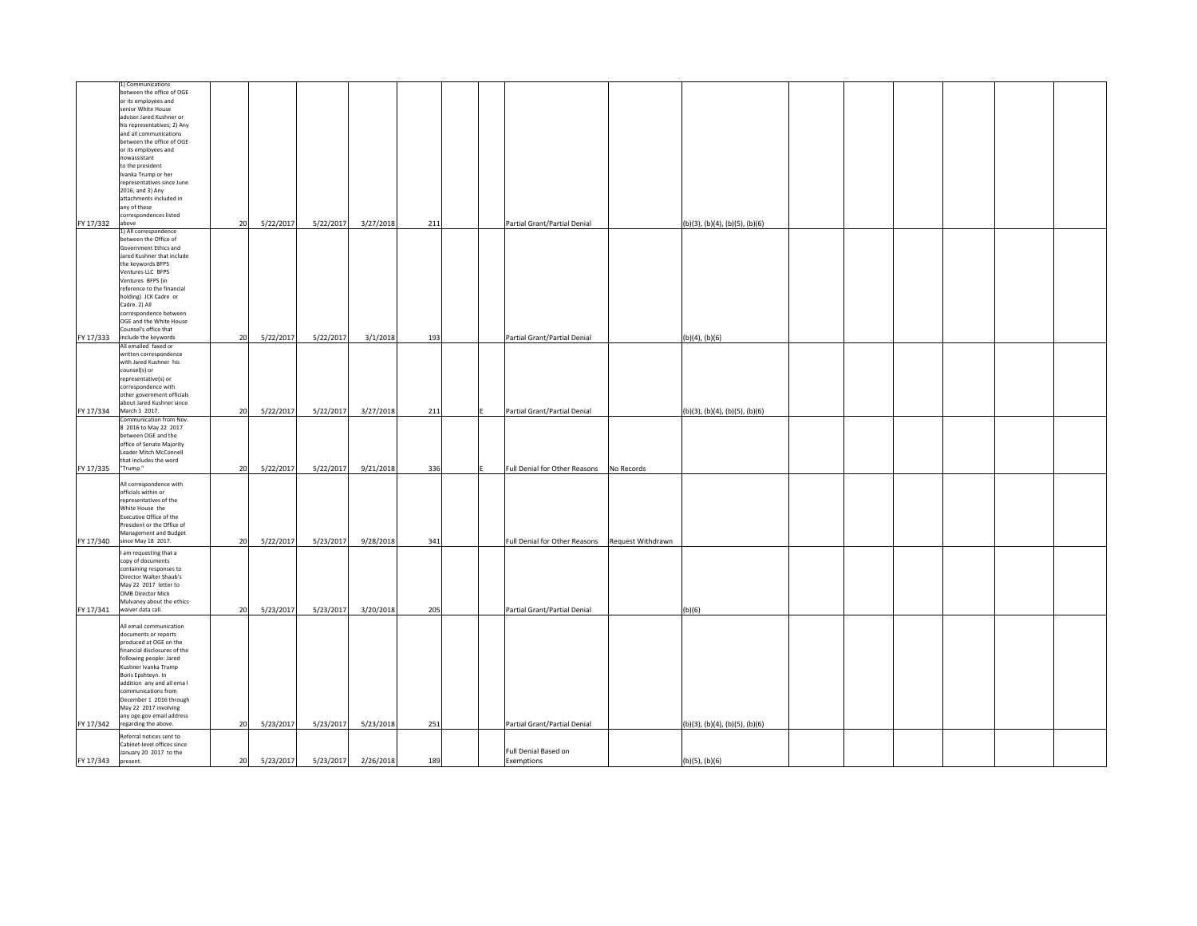| FY 17/332 | 1) Communications between the office of OGE or its employees and senior White House adviser Jared Kushner or his representatives; 2) Any and all communications between the office of OGE or its employees and nowassistant to the president Ivanka Trump or her representatives since June 2016; and 3) Any attachments included in any of these correspondences listed above | 20 | 5/22/2017 | 5/22/2017 | 3/27/2018 | 211 | | | Partial Grant/Partial Denial | | (b)(3), (b)(4), (b)(5), (b)(6) | | | | | | |
|---|---|---|---|---|---|---|---|---|---|---|---|---|---|---|---|---|---|
| FY 17/333 | 1) All correspondence between the Office of Government Ethics and Jared Kushner that include the keywords BFPS Ventures LLC BFPS Ventures BFPS (in reference to the financial holding) JCK Cadre or Cadre. 2) All correspondence between OGE and the White House Counsel's office that include the keywords | 20 | 5/22/2017 | 5/22/2017 | 3/1/2018 | 193 | | | Partial Grant/Partial Denial | | (b)(4), (b)(6) | | | | | | |
| FY 17/334 | All emailed faxed or written correspondence with Jared Kushner his counsel(s) or representative(s) or correspondence with other government officials about Jared Kushner since March 1 2017. | 20 | 5/22/2017 | 5/22/2017 | 3/27/2018 | 211 | | E | Partial Grant/Partial Denial | | (b)(3), (b)(4), (b)(5), (b)(6) | | | | | | |
| FY 17/335 | Communication from Nov. 8 2016 to May 22 2017 between OGE and the office of Senate Majority Leader Mitch McConnell that includes the word "Trump." | 20 | 5/22/2017 | 5/22/2017 | 9/21/2018 | 336 | | E | Full Denial for Other Reasons | No Records | | | | | | | |
| FY 17/340 | All correspondence with officials within or representatives of the White House the Executive Office of the President or the Office of Management and Budget since May 18 2017. | 20 | 5/22/2017 | 5/23/2017 | 9/28/2018 | 341 | | | Full Denial for Other Reasons | Request Withdrawn | | | | | | | |
| FY 17/341 | I am requesting that a copy of documents containing responses to Director Walter Shaub's May 22 2017 letter to OMB Director Mick Mulvaney about the ethics waiver data call. | 20 | 5/23/2017 | 5/23/2017 | 3/20/2018 | 205 | | | Partial Grant/Partial Denial | | (b)(6) | | | | | | |
| FY 17/342 | All email communication documents or reports produced at OGE on the financial disclosures of the following people: Jared Kushner Ivanka Trump Boris Epshteyn. In addition any and all ema l communications from December 1 2016 through May 22 2017 involving any oge.gov email address regarding the above. | 20 | 5/23/2017 | 5/23/2017 | 5/23/2018 | 251 | | | Partial Grant/Partial Denial | | (b)(3), (b)(4), (b)(5), (b)(6) | | | | | | |
| FY 17/343 | Referral notices sent to Cabinet-level offices since January 20 2017 to the present. | 20 | 5/23/2017 | 5/23/2017 | 2/26/2018 | 189 | | | Full Denial Based on Exemptions | | (b)(5), (b)(6) | | | | | | |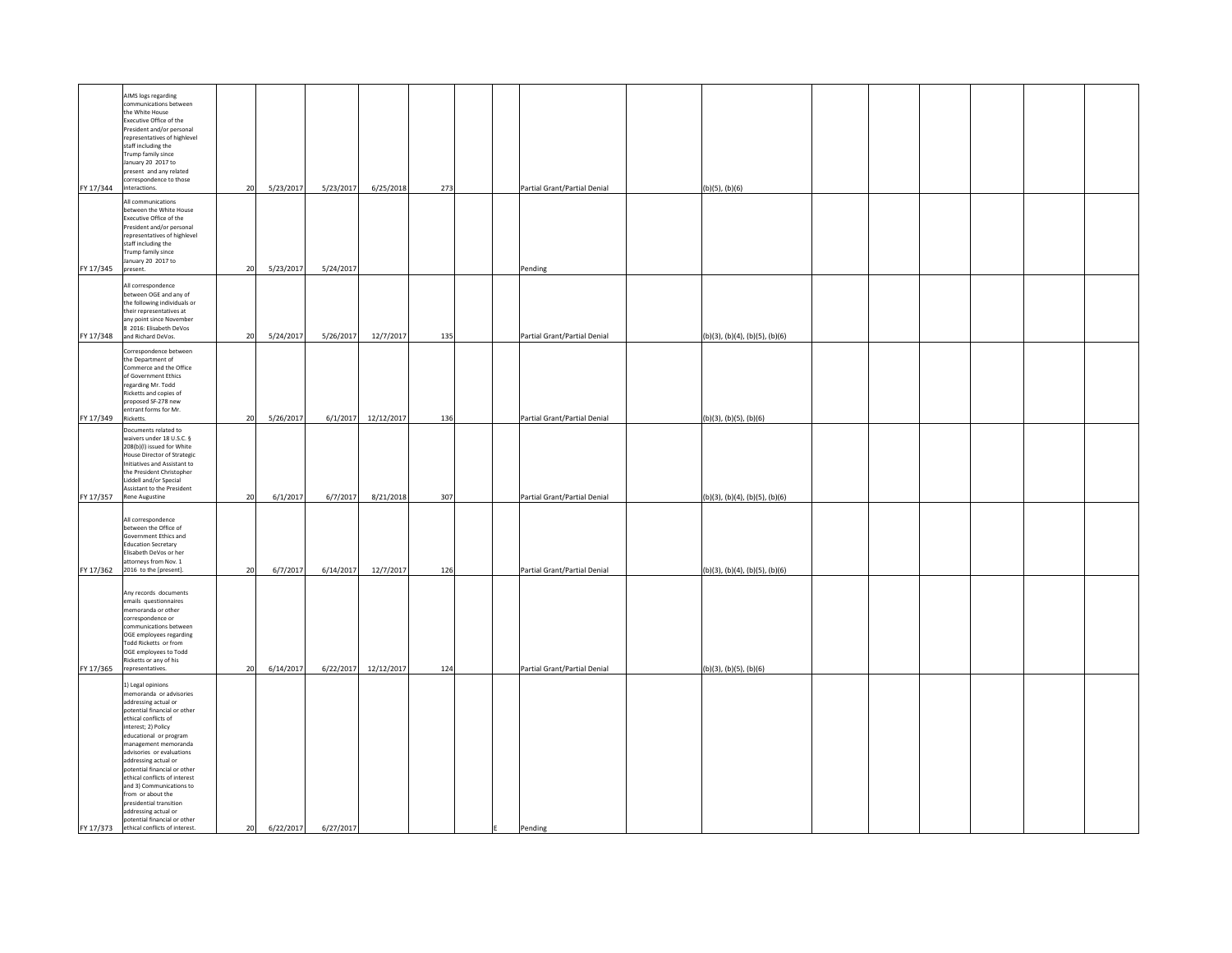| | | | | | | | | | | | | | | | | | |
|---|---|---|---|---|---|---|---|---|---|---|---|---|---|---|---|---|---|
| FY 17/344 | AIMS logs regarding communications between the White House Executive Office of the President and/or personal representatives of highlevel staff including the Trump family since January 20 2017 to present and any related correspondence to those interactions. | 20 | 5/23/2017 | 5/23/2017 | 6/25/2018 | 273 | | | Partial Grant/Partial Denial | | (b)(5), (b)(6) | | | | | | |
| FY 17/345 | All communications between the White House Executive Office of the President and/or personal representatives of highlevel staff including the Trump family since January 20 2017 to present. | 20 | 5/23/2017 | 5/24/2017 | | | | | Pending | | | | | | | | |
| FY 17/348 | All correspondence between OGE and any of the following individuals or their representatives at any point since November 8 2016: Elisabeth DeVos and Richard DeVos. | 20 | 5/24/2017 | 5/26/2017 | 12/7/2017 | 135 | | | Partial Grant/Partial Denial | | (b)(3), (b)(4), (b)(5), (b)(6) | | | | | | |
| FY 17/349 | Correspondence between the Department of Commerce and the Office of Government Ethics regarding Mr. Todd Ricketts and copies of proposed SF-278 new entrant forms for Mr. Ricketts. | 20 | 5/26/2017 | 6/1/2017 | 12/12/2017 | 136 | | | Partial Grant/Partial Denial | | (b)(3), (b)(5), (b)(6) | | | | | | |
| FY 17/357 | Documents related to waivers under 18 U.S.C. § 208(b)(l) issued for White House Director of Strategic Initiatives and Assistant to the President Christopher Liddell and/or Special Assistant to the President Rene Augustine | 20 | 6/1/2017 | 6/7/2017 | 8/21/2018 | 307 | | | Partial Grant/Partial Denial | | (b)(3), (b)(4), (b)(5), (b)(6) | | | | | | |
| FY 17/362 | All correspondence between the Office of Government Ethics and Education Secretary Elisabeth DeVos or her attorneys from Nov. 1 2016 to the [present]. | 20 | 6/7/2017 | 6/14/2017 | 12/7/2017 | 126 | | | Partial Grant/Partial Denial | | (b)(3), (b)(4), (b)(5), (b)(6) | | | | | | |
| FY 17/365 | Any records documents emails questionnaires memoranda or other correspondence or communications between OGE employees regarding Todd Ricketts or from OGE employees to Todd Ricketts or any of his representatives. | 20 | 6/14/2017 | 6/22/2017 | 12/12/2017 | 124 | | | Partial Grant/Partial Denial | | (b)(3), (b)(5), (b)(6) | | | | | | |
| FY 17/373 | 1) Legal opinions memoranda or advisories addressing actual or potential financial or other ethical conflicts of interest; 2) Policy educational or program management memoranda advisories or evaluations addressing actual or potential financial or other ethical conflicts of interest and 3) Communications to from or about the presidential transition addressing actual or potential financial or other ethical conflicts of interest. | 20 | 6/22/2017 | 6/27/2017 | | | | E | Pending | | | | | | | | |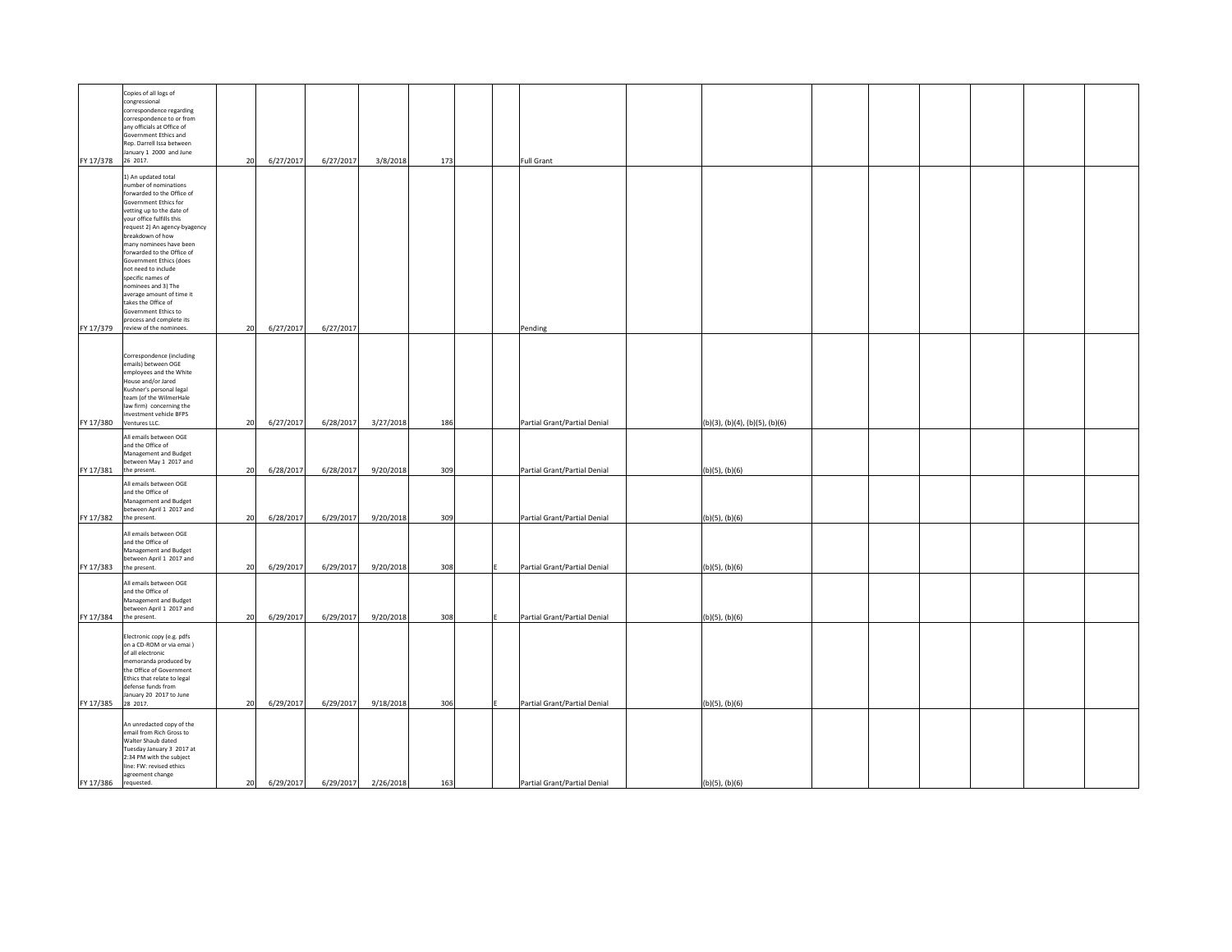| | | | | | | | | | | | | | | | | | |
|---|---|---|---|---|---|---|---|---|---|---|---|---|---|---|---|---|---|
| FY 17/378 | Copies of all logs of congressional correspondence regarding correspondence to or from any officials at Office of Government Ethics and Rep. Darrell Issa between January 1 2000 and June 26 2017. | 20 | 6/27/2017 | 6/27/2017 | 3/8/2018 | 173 | | | Full Grant | | | | | | | | |
| FY 17/379 | 1) An updated total number of nominations forwarded to the Office of Government Ethics for vetting up to the date of your office fulfills this request 2) An agency-byagency breakdown of how many nominees have been forwarded to the Office of Government Ethics (does not need to include specific names of nominees and 3) The average amount of time it takes the Office of Government Ethics to process and complete its review of the nominees. | 20 | 6/27/2017 | 6/27/2017 | | | | | Pending | | | | | | | | |
| FY 17/380 | Correspondence (including emails) between OGE employees and the White House and/or Jared Kushner's personal legal team (of the WilmerHale law firm) concerning the investment vehicle BFPS Ventures LLC. | 20 | 6/27/2017 | 6/28/2017 | 3/27/2018 | 186 | | | Partial Grant/Partial Denial | | (b)(3), (b)(4), (b)(5), (b)(6) | | | | | | |
| FY 17/381 | All emails between OGE and the Office of Management and Budget between May 1 2017 and the present. | 20 | 6/28/2017 | 6/28/2017 | 9/20/2018 | 309 | | | Partial Grant/Partial Denial | | (b)(5), (b)(6) | | | | | | |
| FY 17/382 | All emails between OGE and the Office of Management and Budget between April 1 2017 and the present. | 20 | 6/28/2017 | 6/29/2017 | 9/20/2018 | 309 | | | Partial Grant/Partial Denial | | (b)(5), (b)(6) | | | | | | |
| FY 17/383 | All emails between OGE and the Office of Management and Budget between April 1 2017 and the present. | 20 | 6/29/2017 | 6/29/2017 | 9/20/2018 | 308 | | E | Partial Grant/Partial Denial | | (b)(5), (b)(6) | | | | | | |
| FY 17/384 | All emails between OGE and the Office of Management and Budget between April 1 2017 and the present. | 20 | 6/29/2017 | 6/29/2017 | 9/20/2018 | 308 | | E | Partial Grant/Partial Denial | | (b)(5), (b)(6) | | | | | | |
| FY 17/385 | Electronic copy (e.g. pdfs on a CD-ROM or via emai ) of all electronic memoranda produced by the Office of Government Ethics that relate to legal defense funds from January 20 2017 to June 28 2017. | 20 | 6/29/2017 | 6/29/2017 | 9/18/2018 | 306 | | E | Partial Grant/Partial Denial | | (b)(5), (b)(6) | | | | | | |
| FY 17/386 | An unredacted copy of the email from Rich Gross to Walter Shaub dated Tuesday January 3 2017 at 2:34 PM with the subject line: FW: revised ethics agreement change requested. | 20 | 6/29/2017 | 6/29/2017 | 2/26/2018 | 163 | | | Partial Grant/Partial Denial | | (b)(5), (b)(6) | | | | | | |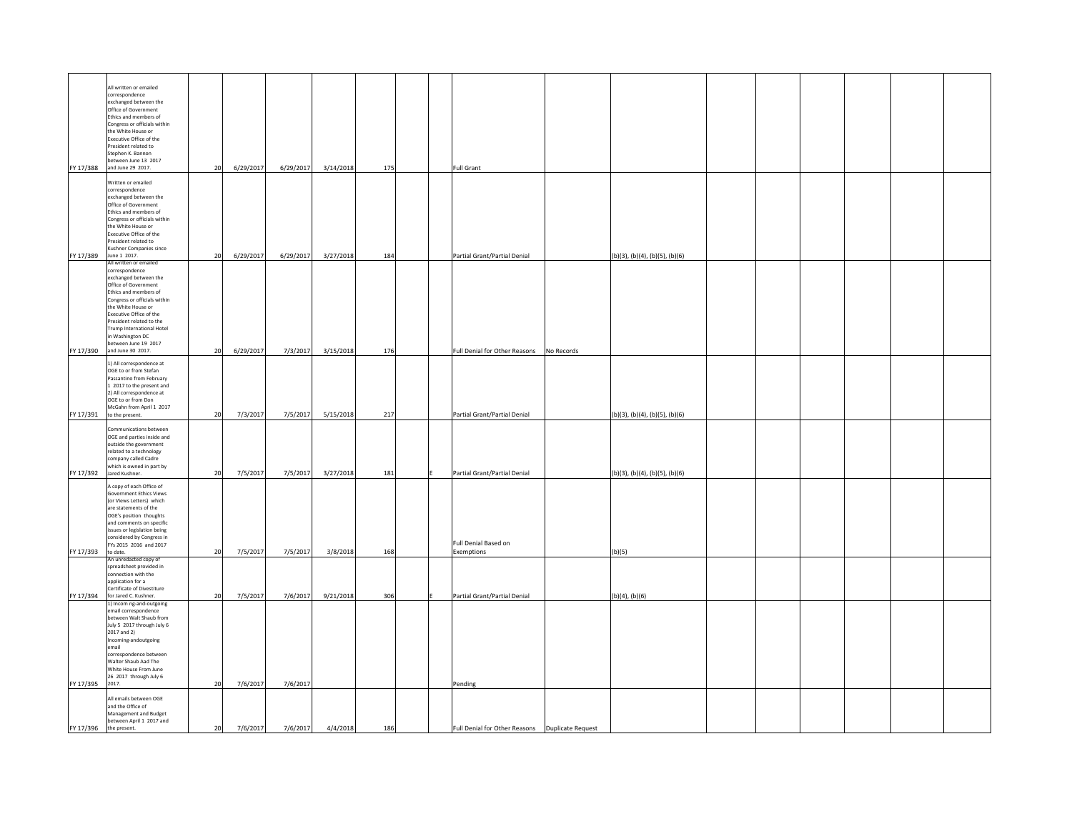| | | | | | | | | | | | | | | | | | | |
|---|---|---|---|---|---|---|---|---|---|---|---|---|---|---|---|---|---|---|
| FY 17/388 | All written or emailed correspondence exchanged between the Office of Government Ethics and members of Congress or officials within the White House or Executive Office of the President related to Stephen K. Bannon between June 13 2017 and June 29 2017. | 20 | 6/29/2017 | 6/29/2017 | 3/14/2018 | 175 | | | Full Grant | | | | | | | | | |
| FY 17/389 | Written or emailed correspondence exchanged between the Office of Government Ethics and members of Congress or officials within the White House or Executive Office of the President related to Kushner Companies since June 1 2017. | 20 | 6/29/2017 | 6/29/2017 | 3/27/2018 | 184 | | | Partial Grant/Partial Denial | | (b)(3), (b)(4), (b)(5), (b)(6) | | | | | | | |
| FY 17/390 | All written or emailed correspondence exchanged between the Office of Government Ethics and members of Congress or officials within the White House or Executive Office of the President related to the Trump International Hotel in Washington DC between June 19 2017 and June 30 2017. | 20 | 6/29/2017 | 7/3/2017 | 3/15/2018 | 176 | | | Full Denial for Other Reasons | No Records | | | | | | | | |
| FY 17/391 | 1) All correspondence at OGE to or from Stefan Passantino from February 1 2017 to the present and 2) All correspondence at OGE to or from Don McGahn from April 1 2017 to the present. | 20 | 7/3/2017 | 7/5/2017 | 5/15/2018 | 217 | | | Partial Grant/Partial Denial | | (b)(3), (b)(4), (b)(5), (b)(6) | | | | | | | |
| FY 17/392 | Communications between OGE and parties inside and outside the government related to a technology company called Cadre which is owned in part by Jared Kushner. | 20 | 7/5/2017 | 7/5/2017 | 3/27/2018 | 181 | | E | Partial Grant/Partial Denial | | (b)(3), (b)(4), (b)(5), (b)(6) | | | | | | | |
| FY 17/393 | A copy of each Office of Government Ethics Views (or Views Letters) which are statements of the OGE's position thoughts and comments on specific issues or legislation being considered by Congress in FYs 2015 2016 and 2017 to date. | 20 | 7/5/2017 | 7/5/2017 | 3/8/2018 | 168 | | | Full Denial Based on Exemptions | | (b)(5) | | | | | | | |
| FY 17/394 | An unredacted copy of spreadsheet provided in connection with the application for a Certificate of Divestiture for Jared C. Kushner. | 20 | 7/5/2017 | 7/6/2017 | 9/21/2018 | 306 | | E | Partial Grant/Partial Denial | | (b)(4), (b)(6) | | | | | | | |
| FY 17/395 | 1) Incom ng-and-outgoing email correspondence between Walt Shaub from July 5 2017 through July 6 2017 and 2) Incoming-andoutgoing email correspondence between Walter Shaub Aad The White House From June 26 2017 through July 6 2017. | 20 | 7/6/2017 | 7/6/2017 | | | | | Pending | | | | | | | | | |
| FY 17/396 | All emails between OGE and the Office of Management and Budget between April 1 2017 and the present. | 20 | 7/6/2017 | 7/6/2017 | 4/4/2018 | 186 | | | Full Denial for Other Reasons | Duplicate Request | | | | | | | | |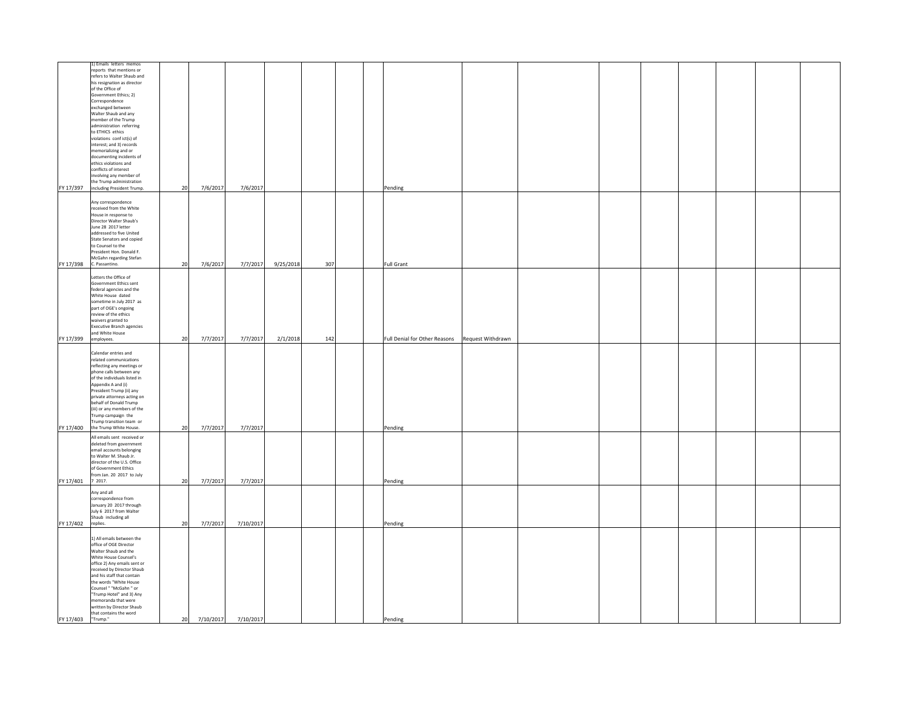| | | | | | | | | | | | | | | | | | | |
|---|---|---|---|---|---|---|---|---|---|---|---|---|---|---|---|---|---|---|
| FY 17/397 | 1) Emails letters memos reports that mentions or refers to Walter Shaub and his resignation as director of the Office of Government Ethics; 2) Correspondence exchanged between Walter Shaub and any member of the Trump administration referring to ETHICS ethics violations conf ict(s) of interest; and 3) records memorializing and or documenting incidents of ethics violations and conflicts of interest involving any member of the Trump administration including President Trump. | 20 | 7/6/2017 | 7/6/2017 | | | | | Pending | | | | | | | | | |
| FY 17/398 | Any correspondence received from the White House in response to Director Walter Shaub's June 28 2017 letter addressed to five United State Senators and copied to Counsel to the President Hon. Donald F. McGahn regarding Stefan C. Passantino. | 20 | 7/6/2017 | 7/7/2017 | 9/25/2018 | 307 | | | Full Grant | | | | | | | | | |
| FY 17/399 | Letters the Office of Government Ethics sent federal agencies and the White House dated sometime in July 2017 as part of OGE's ongoing review of the ethics waivers granted to Executive Branch agencies and White House employees. | 20 | 7/7/2017 | 7/7/2017 | 2/1/2018 | 142 | | | Full Denial for Other Reasons | Request Withdrawn | | | | | | | | |
| FY 17/400 | Calendar entries and related communications reflecting any meetings or phone calls between any of the individuals listed in Appendix A and (i) President Trump (ii) any private attorneys acting on behalf of Donald Trump (iii) or any members of the Trump campaign the Trump transition team or the Trump White House. | 20 | 7/7/2017 | 7/7/2017 | | | | | Pending | | | | | | | | | |
| FY 17/401 | All emails sent received or deleted from government email accounts belonging to Walter M. Shaub Jr. director of the U.S. Office of Government Ethics from Jan. 20 2017 to July 7 2017. | 20 | 7/7/2017 | 7/7/2017 | | | | | Pending | | | | | | | | | |
| FY 17/402 | Any and all correspondence from January 20 2017 through July 6 2017 from Walter Shaub including all replies. | 20 | 7/7/2017 | 7/10/2017 | | | | | Pending | | | | | | | | | |
| FY 17/403 | 1) All emails between the office of OGE Director Walter Shaub and the White House Counsel's office 2) Any emails sent or received by Director Shaub and his staff that contain the words "White House Counsel " "McGahn " or "Trump Hotel" and 3) Any memoranda that were written by Director Shaub that contains the word "Trump." | 20 | 7/10/2017 | 7/10/2017 | | | | | Pending | | | | | | | | | |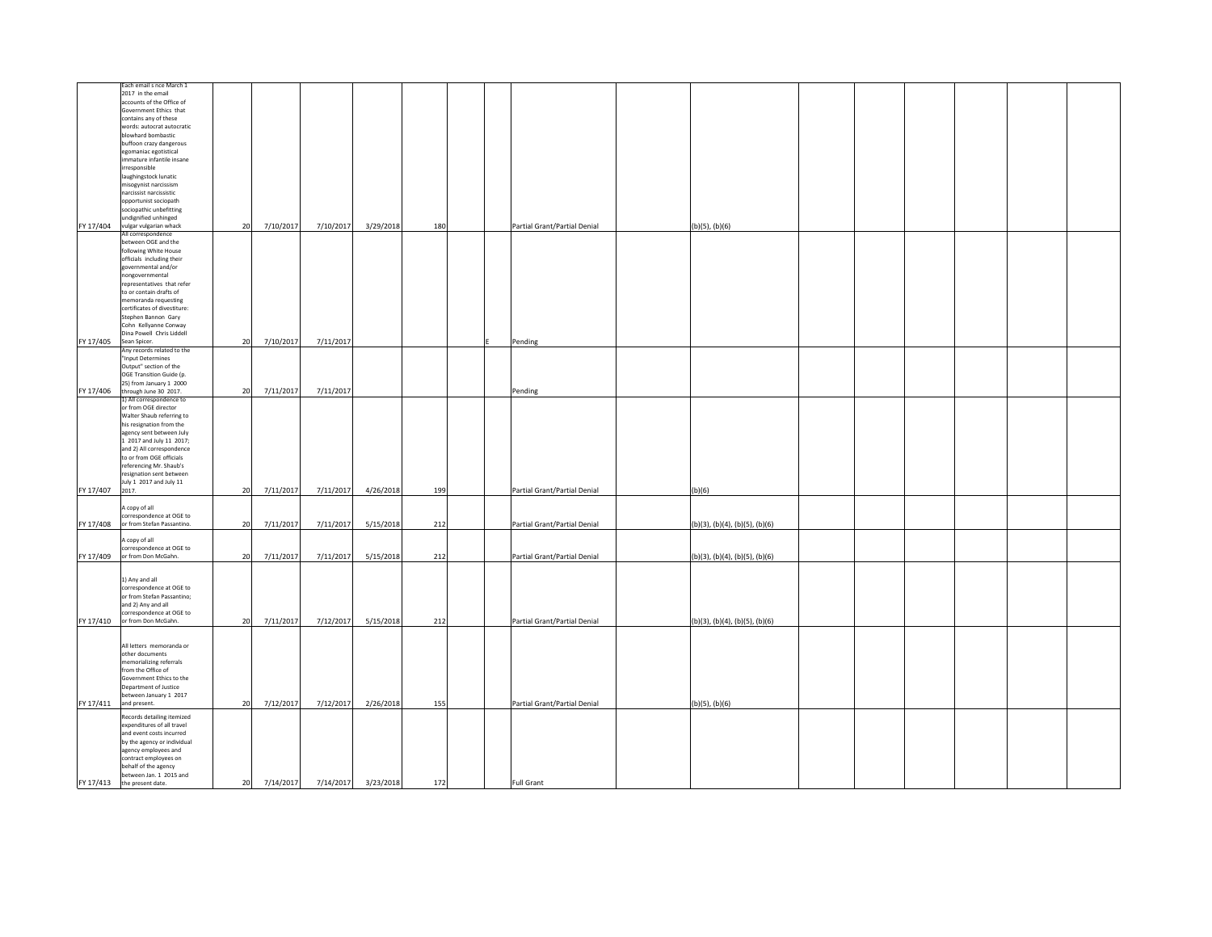| | | | | | | | | | | | | | | | | | |
|---|---|---|---|---|---|---|---|---|---|---|---|---|---|---|---|---|---|
| FY 17/404 | Each email s nce March 1 2017 in the email accounts of the Office of Government Ethics that contains any of these words: autocrat autocratic blowhard bombastic buffoon crazy dangerous egomaniac egotistical immature infantile insane irresponsible laughingstock lunatic misogynist narcissism narcissist narcissistic opportunist sociopath sociopathic unbefitting undignified unhinged vulgar vulgarian whack | 20 | 7/10/2017 | 7/10/2017 | 3/29/2018 | 180 | | | Partial Grant/Partial Denial | | (b)(5), (b)(6) | | | | | | |
| FY 17/405 | All correspondence between OGE and the following White House officials including their governmental and/or nongovernmental representatives that refer to or contain drafts of memoranda requesting certificates of divestiture: Stephen Bannon Gary Cohn Kellyanne Conway Dina Powell Chris Liddell Sean Spicer. | 20 | 7/10/2017 | 7/11/2017 | | | | E | Pending | | | | | | | | |
| FY 17/406 | Any records related to the "Input Determines Output" section of the OGE Transition Guide (p. 25) from January 1 2000 through June 30 2017. | 20 | 7/11/2017 | 7/11/2017 | | | | | Pending | | | | | | | | |
| FY 17/407 | 1) All correspondence to or from OGE director Walter Shaub referring to his resignation from the agency sent between July 1 2017 and July 11 2017; and 2) All correspondence to or from OGE officials referencing Mr. Shaub's resignation sent between July 1 2017 and July 11 2017. | 20 | 7/11/2017 | 7/11/2017 | 4/26/2018 | 199 | | | Partial Grant/Partial Denial | | (b)(6) | | | | | | |
| FY 17/408 | A copy of all correspondence at OGE to or from Stefan Passantino. | 20 | 7/11/2017 | 7/11/2017 | 5/15/2018 | 212 | | | Partial Grant/Partial Denial | | (b)(3), (b)(4), (b)(5), (b)(6) | | | | | | |
| FY 17/409 | A copy of all correspondence at OGE to or from Don McGahn. | 20 | 7/11/2017 | 7/11/2017 | 5/15/2018 | 212 | | | Partial Grant/Partial Denial | | (b)(3), (b)(4), (b)(5), (b)(6) | | | | | | |
| FY 17/410 | 1) Any and all correspondence at OGE to or from Stefan Passantino; and 2) Any and all correspondence at OGE to or from Don McGahn. | 20 | 7/11/2017 | 7/12/2017 | 5/15/2018 | 212 | | | Partial Grant/Partial Denial | | (b)(3), (b)(4), (b)(5), (b)(6) | | | | | | |
| FY 17/411 | All letters memoranda or other documents memorializing referrals from the Office of Government Ethics to the Department of Justice between January 1 2017 and present. | 20 | 7/12/2017 | 7/12/2017 | 2/26/2018 | 155 | | | Partial Grant/Partial Denial | | (b)(5), (b)(6) | | | | | | |
| FY 17/413 | Records detailing itemized expenditures of all travel and event costs incurred by the agency or individual agency employees and contract employees on behalf of the agency between Jan. 1 2015 and the present date. | 20 | 7/14/2017 | 7/14/2017 | 3/23/2018 | 172 | | | Full Grant | | | | | | | | |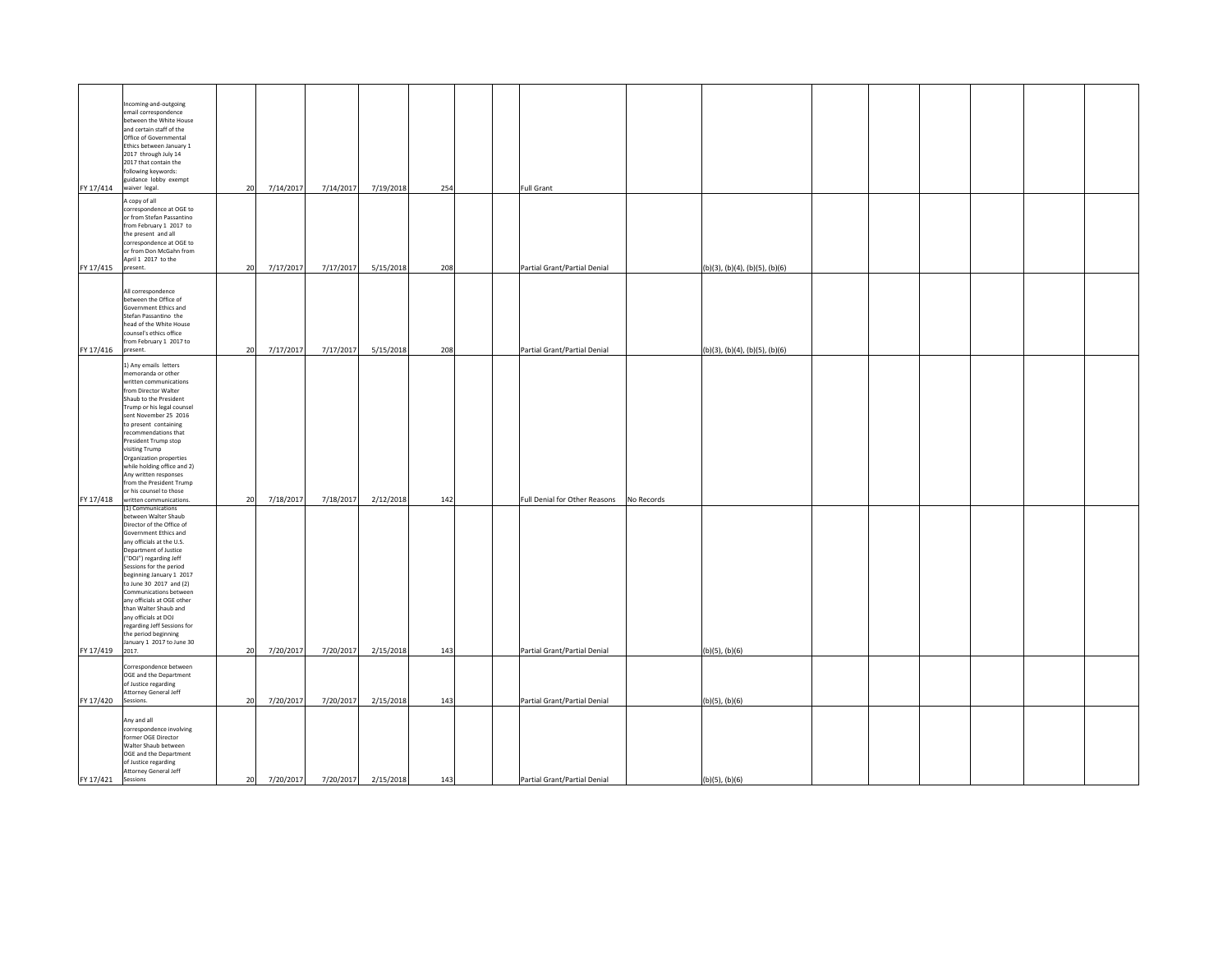| | | | | | | | | | | | | | | | | | |
|---|---|---|---|---|---|---|---|---|---|---|---|---|---|---|---|---|---|
| FY 17/414 | Incoming-and-outgoing email correspondence between the White House and certain staff of the Office of Governmental Ethics between January 1 2017 through July 14 2017 that contain the following keywords: guidance lobby exempt waiver legal. | 20 | 7/14/2017 | 7/14/2017 | 7/19/2018 | 254 | | | Full Grant | | | | | | | | |
| FY 17/415 | A copy of all correspondence at OGE to or from Stefan Passantino from February 1 2017 to the present and all correspondence at OGE to or from Don McGahn from April 1 2017 to the present. | 20 | 7/17/2017 | 7/17/2017 | 5/15/2018 | 208 | | | Partial Grant/Partial Denial | | (b)(3), (b)(4), (b)(5), (b)(6) | | | | | | |
| FY 17/416 | All correspondence between the Office of Government Ethics and Stefan Passantino the head of the White House counsel's ethics office from February 1 2017 to present. | 20 | 7/17/2017 | 7/17/2017 | 5/15/2018 | 208 | | | Partial Grant/Partial Denial | | (b)(3), (b)(4), (b)(5), (b)(6) | | | | | | |
| FY 17/418 | 1) Any emails letters memoranda or other written communications from Director Walter Shaub to the President Trump or his legal counsel sent November 25 2016 to present containing recommendations that President Trump stop visiting Trump Organization properties while holding office and 2) Any written responses from the President Trump or his counsel to those written communications. | 20 | 7/18/2017 | 7/18/2017 | 2/12/2018 | 142 | | | Full Denial for Other Reasons | No Records | | | | | | | |
| FY 17/419 | (1) Communications between Walter Shaub Director of the Office of Government Ethics and any officials at the U.S. Department of Justice ("DOJ") regarding Jeff Sessions for the period beginning January 1 2017 to June 30 2017 and (2) Communications between any officials at OGE other than Walter Shaub and any officials at DOJ regarding Jeff Sessions for the period beginning January 1 2017 to June 30 2017. | 20 | 7/20/2017 | 7/20/2017 | 2/15/2018 | 143 | | | Partial Grant/Partial Denial | | (b)(5), (b)(6) | | | | | | |
| FY 17/420 | Correspondence between OGE and the Department of Justice regarding Attorney General Jeff Sessions. | 20 | 7/20/2017 | 7/20/2017 | 2/15/2018 | 143 | | | Partial Grant/Partial Denial | | (b)(5), (b)(6) | | | | | | |
| FY 17/421 | Any and all correspondence involving former OGE Director Walter Shaub between OGE and the Department of Justice regarding Attorney General Jeff Sessions | 20 | 7/20/2017 | 7/20/2017 | 2/15/2018 | 143 | | | Partial Grant/Partial Denial | | (b)(5), (b)(6) | | | | | | |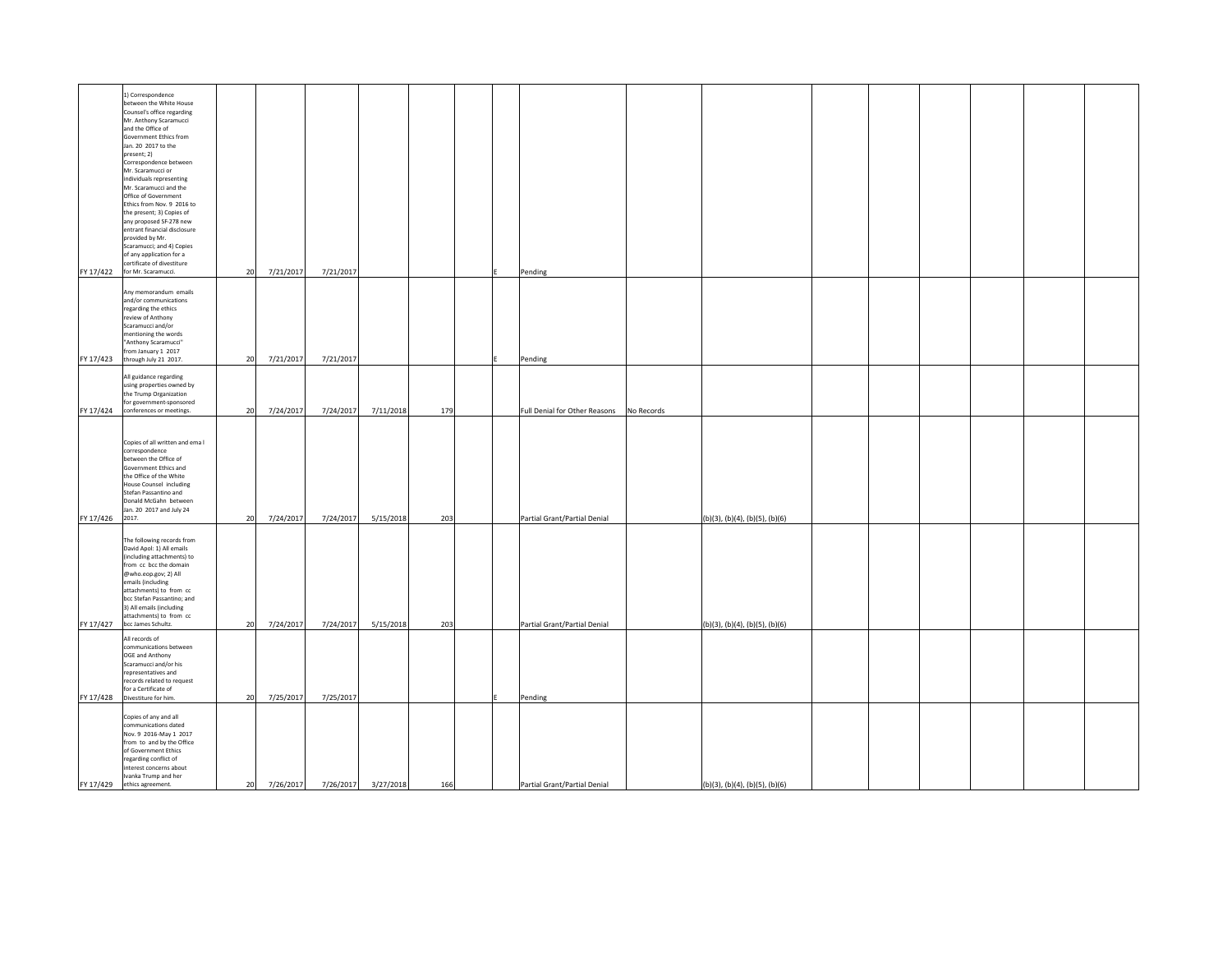| | | | | | | | | | | | | | | | | | | |
|---|---|---|---|---|---|---|---|---|---|---|---|---|---|---|---|---|---|---|
| FY 17/422 | 1) Correspondence between the White House Counsel's office regarding Mr. Anthony Scaramucci and the Office of Government Ethics from Jan. 20 2017 to the present; 2) Correspondence between Mr. Scaramucci or individuals representing Mr. Scaramucci and the Office of Government Ethics from Nov. 9 2016 to the present; 3) Copies of any proposed SF-278 new entrant financial disclosure provided by Mr. Scaramucci; and 4) Copies of any application for a certificate of divestiture for Mr. Scaramucci. | 20 | 7/21/2017 | 7/21/2017 | | | | E | Pending | | | | | | | | |
| FY 17/423 | Any memorandum emails and/or communications regarding the ethics review of Anthony Scaramucci and/or mentioning the words "Anthony Scaramucci" from January 1 2017 through July 21 2017. | 20 | 7/21/2017 | 7/21/2017 | | | | E | Pending | | | | | | | | |
| FY 17/424 | All guidance regarding using properties owned by the Trump Organization for government-sponsored conferences or meetings. | 20 | 7/24/2017 | 7/24/2017 | 7/11/2018 | 179 | | | Full Denial for Other Reasons | No Records | | | | | | | |
| FY 17/426 | Copies of all written and ema l correspondence between the Office of Government Ethics and the Office of the White House Counsel including Stefan Passantino and Donald McGahn between Jan. 20 2017 and July 24 2017. | 20 | 7/24/2017 | 7/24/2017 | 5/15/2018 | 203 | | | Partial Grant/Partial Denial | | (b)(3), (b)(4), (b)(5), (b)(6) | | | | | | |
| FY 17/427 | The following records from David Apol: 1) All emails (including attachments) to from cc bcc the domain @who.eop.gov; 2) All emails (including attachments) to from cc bcc Stefan Passantino; and 3) All emails (including attachments) to from cc bcc James Schultz. | 20 | 7/24/2017 | 7/24/2017 | 5/15/2018 | 203 | | | Partial Grant/Partial Denial | | (b)(3), (b)(4), (b)(5), (b)(6) | | | | | | |
| FY 17/428 | All records of communications between OGE and Anthony Scaramucci and/or his representatives and records related to request for a Certificate of Divestiture for him. | 20 | 7/25/2017 | 7/25/2017 | | | | E | Pending | | | | | | | | |
| FY 17/429 | Copies of any and all communications dated Nov. 9 2016-May 1 2017 from to and by the Office of Government Ethics regarding conflict of interest concerns about Ivanka Trump and her ethics agreement. | 20 | 7/26/2017 | 7/26/2017 | 3/27/2018 | 166 | | | Partial Grant/Partial Denial | | (b)(3), (b)(4), (b)(5), (b)(6) | | | | | | |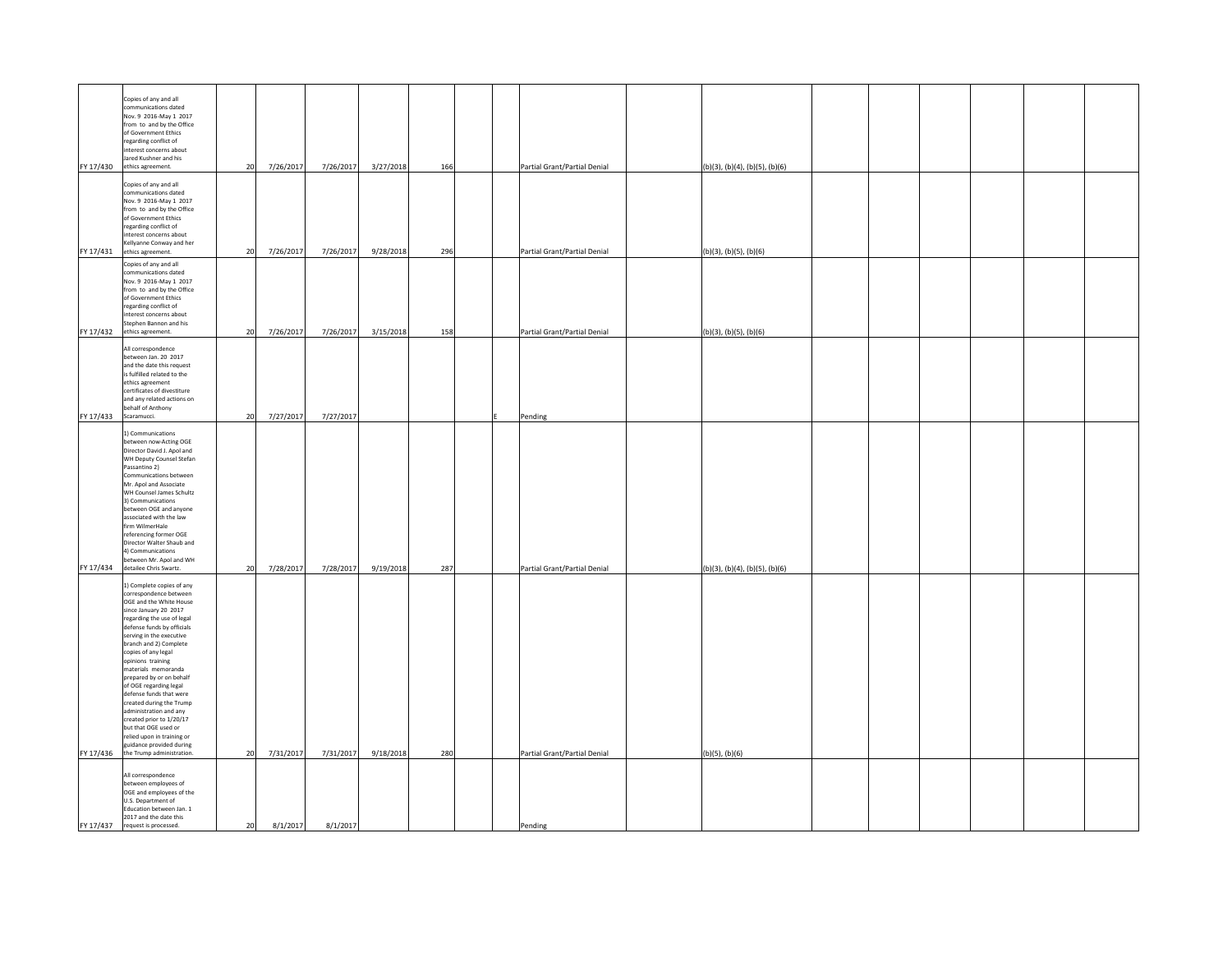| | | | | | | | | | | | | | | | | | |
|---|---|---|---|---|---|---|---|---|---|---|---|---|---|---|---|---|---|
| FY 17/430 | Copies of any and all communications dated Nov. 9 2016-May 1 2017 from to and by the Office of Government Ethics regarding conflict of interest concerns about Jared Kushner and his ethics agreement. | 20 | 7/26/2017 | 7/26/2017 | 3/27/2018 | 166 | | | Partial Grant/Partial Denial | | (b)(3), (b)(4), (b)(5), (b)(6) | | | | | | |
| FY 17/431 | Copies of any and all communications dated Nov. 9 2016-May 1 2017 from to and by the Office of Government Ethics regarding conflict of interest concerns about Kellyanne Conway and her ethics agreement. | 20 | 7/26/2017 | 7/26/2017 | 9/28/2018 | 296 | | | Partial Grant/Partial Denial | | (b)(3), (b)(5), (b)(6) | | | | | | |
| FY 17/432 | Copies of any and all communications dated Nov. 9 2016-May 1 2017 from to and by the Office of Government Ethics regarding conflict of interest concerns about Stephen Bannon and his ethics agreement. | 20 | 7/26/2017 | 7/26/2017 | 3/15/2018 | 158 | | | Partial Grant/Partial Denial | | (b)(3), (b)(5), (b)(6) | | | | | | |
| FY 17/433 | All correspondence between Jan. 20 2017 and the date this request is fulfilled related to the ethics agreement certificates of divestiture and any related actions on behalf of Anthony Scaramucci. | 20 | 7/27/2017 | 7/27/2017 | | | | E | Pending | | | | | | | | |
| FY 17/434 | 1) Communications between now-Acting OGE Director David J. Apol and WH Deputy Counsel Stefan Passantino 2) Communications between Mr. Apol and Associate WH Counsel James Schultz 3) Communications between OGE and anyone associated with the law firm WilmerHale referencing former OGE Director Walter Shaub and 4) Communications between Mr. Apol and WH detailee Chris Swartz. | 20 | 7/28/2017 | 7/28/2017 | 9/19/2018 | 287 | | | Partial Grant/Partial Denial | | (b)(3), (b)(4), (b)(5), (b)(6) | | | | | | |
| FY 17/436 | 1) Complete copies of any correspondence between OGE and the White House since January 20 2017 regarding the use of legal defense funds by officials serving in the executive branch and 2) Complete copies of any legal opinions training materials memoranda prepared by or on behalf of OGE regarding legal defense funds that were created during the Trump administration and any created prior to 1/20/17 but that OGE used or relied upon in training or guidance provided during the Trump administration. | 20 | 7/31/2017 | 7/31/2017 | 9/18/2018 | 280 | | | Partial Grant/Partial Denial | | (b)(5), (b)(6) | | | | | | |
| FY 17/437 | All correspondence between employees of OGE and employees of the U.S. Department of Education between Jan. 1 2017 and the date this request is processed. | 20 | 8/1/2017 | 8/1/2017 | | | | | Pending | | | | | | | | |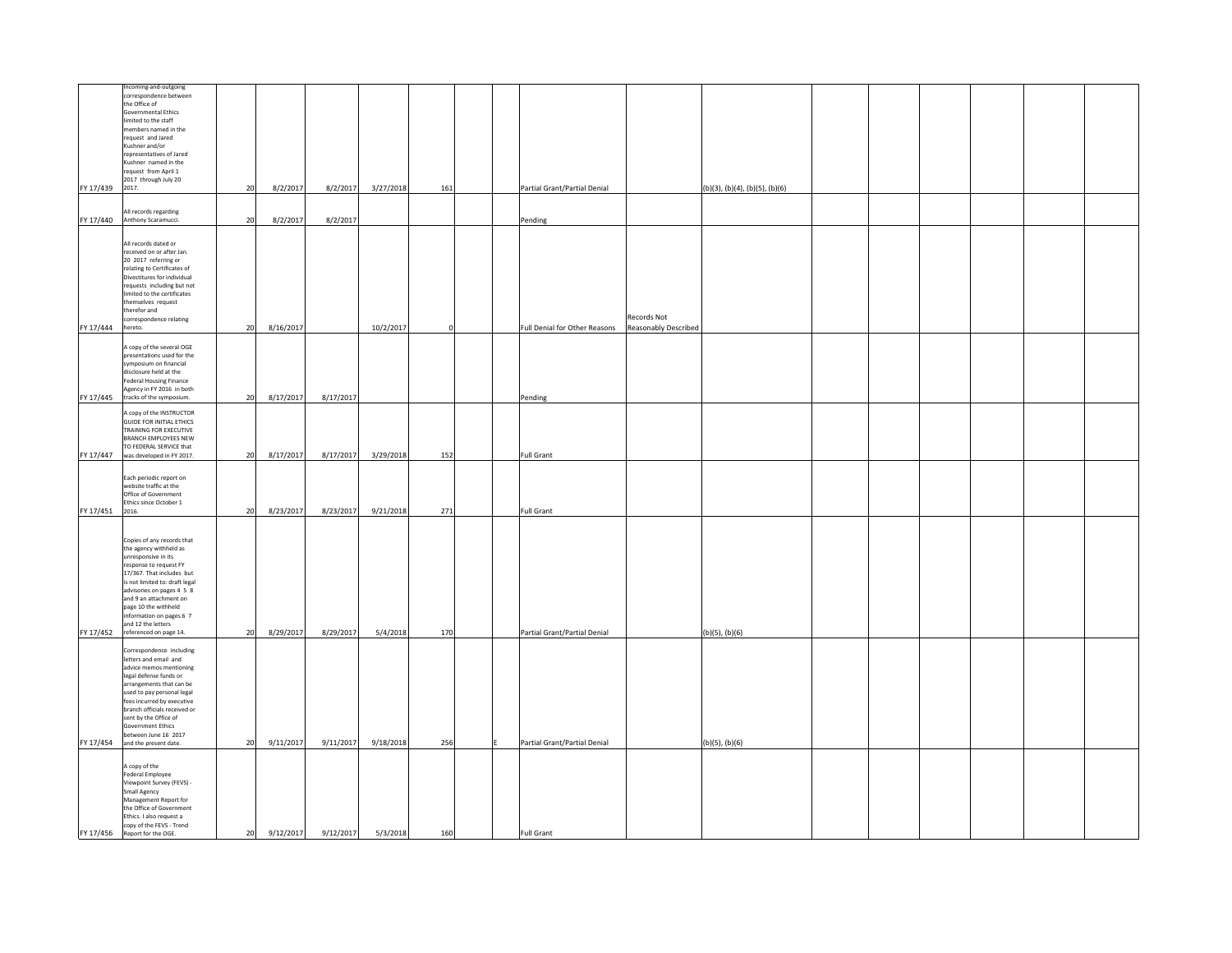| | | | | | | | | | | | | | | | | | |
|---|---|---|---|---|---|---|---|---|---|---|---|---|---|---|---|---|---|
| FY 17/439 | Incoming-and-outgoing correspondence between the Office of Governmental Ethics limited to the staff members named in the request and Jared Kushner and/or representatives of Jared Kushner named in the request from April 1 2017 through July 20 2017. | 20 | 8/2/2017 | 8/2/2017 | 3/27/2018 | 161 | | | Partial Grant/Partial Denial | | (b)(3), (b)(4), (b)(5), (b)(6) | | | | | | |
| FY 17/440 | All records regarding Anthony Scaramucci. | 20 | 8/2/2017 | 8/2/2017 | | | | | Pending | | | | | | | | |
| FY 17/444 | All records dated or received on or after Jan. 20 2017 referring or relating to Certificates of Divestitures for individual requests including but not limited to the certificates themselves request therefor and correspondence relating hereto. | 20 | 8/16/2017 | | 10/2/2017 | 0 | | | Full Denial for Other Reasons | Records Not Reasonably Described | | | | | | | |
| FY 17/445 | A copy of the several OGE presentations used for the symposium on financial disclosure held at the Federal Housing Finance Agency in FY 2016 in both tracks of the symposium. | 20 | 8/17/2017 | 8/17/2017 | | | | | Pending | | | | | | | | |
| FY 17/447 | A copy of the INSTRUCTOR GUIDE FOR INITIAL ETHICS TRAINING FOR EXECUTIVE BRANCH EMPLOYEES NEW TO FEDERAL SERVICE that was developed in FY 2017. | 20 | 8/17/2017 | 8/17/2017 | 3/29/2018 | 152 | | | Full Grant | | | | | | | | |
| FY 17/451 | Each periodic report on website traffic at the Office of Government Ethics since October 1 2016. | 20 | 8/23/2017 | 8/23/2017 | 9/21/2018 | 271 | | | Full Grant | | | | | | | | |
| FY 17/452 | Copies of any records that the agency withheld as unresponsive in its response to request FY 17/367. That includes but is not limited to: draft legal advisories on pages 4 5 8 and 9 an attachment on page 10 the withheld information on pages 6 7 and 12 the letters referenced on page 14. | 20 | 8/29/2017 | 8/29/2017 | 5/4/2018 | 170 | | | Partial Grant/Partial Denial | | (b)(5), (b)(6) | | | | | | |
| FY 17/454 | Correspondence including letters and email and advice memos mentioning legal defense funds or arrangements that can be used to pay personal legal fees incurred by executive branch officials received or sent by the Office of Government Ethics between June 16 2017 and the present date. | 20 | 9/11/2017 | 9/11/2017 | 9/18/2018 | 256 | | E | Partial Grant/Partial Denial | | (b)(5), (b)(6) | | | | | | |
| FY 17/456 | A copy of the Federal Employee Viewpoint Survey (FEVS) - Small Agency Management Report for the Office of Government Ethics. I also request a copy of the FEVS - Trend Report for the OGE. | 20 | 9/12/2017 | 9/12/2017 | 5/3/2018 | 160 | | | Full Grant | | | | | | | | |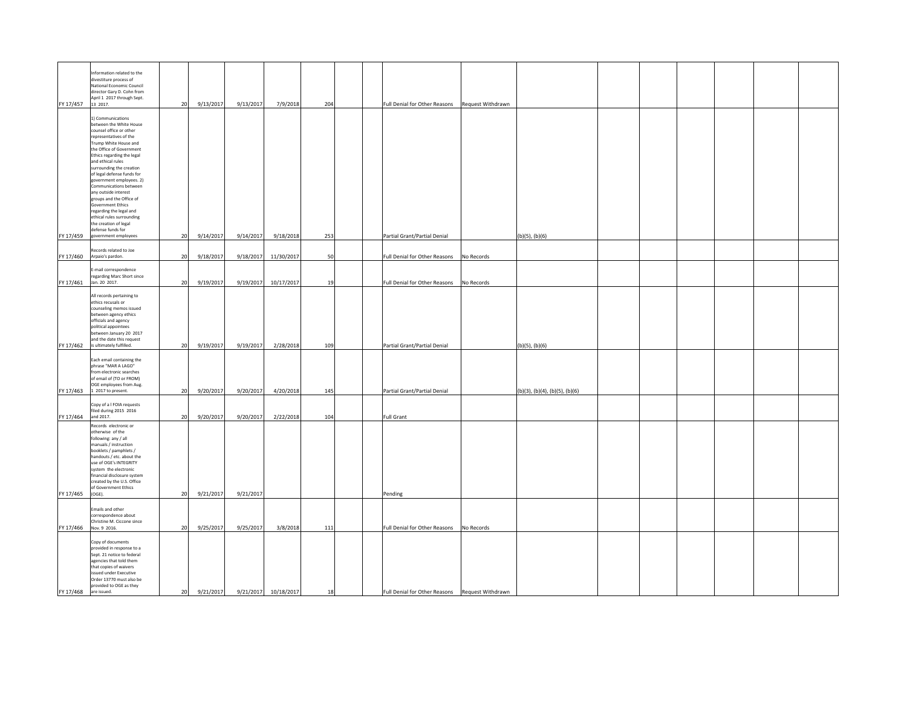| | | | | | | | | | | | | | | | | | | |
|---|---|---|---|---|---|---|---|---|---|---|---|---|---|---|---|---|---|---|
| FY 17/457 | Information related to the divestiture process of National Economic Council director Gary D. Cohn from April 1 2017 through Sept. 13 2017. | 20 | 9/13/2017 | 9/13/2017 | 7/9/2018 | 204 | | | Full Denial for Other Reasons | Request Withdrawn | | | | | | | | |
| FY 17/459 | 1) Communications between the White House counsel office or other representatives of the Trump White House and the Office of Government Ethics regarding the legal and ethical rules surrounding the creation of legal defense funds for government employees. 2) Communications between any outside interest groups and the Office of Government Ethics regarding the legal and ethical rules surrounding the creation of legal defense funds for government employees | 20 | 9/14/2017 | 9/14/2017 | 9/18/2018 | 253 | | | Partial Grant/Partial Denial | | (b)(5), (b)(6) | | | | | | | |
| FY 17/460 | Records related to Joe Arpaio's pardon. | 20 | 9/18/2017 | 9/18/2017 | 11/30/2017 | 50 | | | Full Denial for Other Reasons | No Records | | | | | | | | |
| FY 17/461 | E-mail correspondence regarding Marc Short since Jan. 20 2017. | 20 | 9/19/2017 | 9/19/2017 | 10/17/2017 | 19 | | | Full Denial for Other Reasons | No Records | | | | | | | | |
| FY 17/462 | All records pertaining to ethics recusals or counseling memos issued between agency ethics officials and agency political appointees between January 20 2017 and the date this request is ultimately fulfilled. | 20 | 9/19/2017 | 9/19/2017 | 2/28/2018 | 109 | | | Partial Grant/Partial Denial | | (b)(5), (b)(6) | | | | | | | |
| FY 17/463 | Each email containing the phrase "MAR A LAGO" from electronic searches of email of (TO or FROM) OGE employees from Aug. 1 2017 to present. | 20 | 9/20/2017 | 9/20/2017 | 4/20/2018 | 145 | | | Partial Grant/Partial Denial | | (b)(3), (b)(4), (b)(5), (b)(6) | | | | | | | |
| FY 17/464 | Copy of a l FOIA requests filed during 2015 2016 and 2017. | 20 | 9/20/2017 | 9/20/2017 | 2/22/2018 | 104 | | | Full Grant | | | | | | | | | |
| FY 17/465 | Records electronic or otherwise of the following: any / all manuals / instruction booklets / pamphlets / handouts / etc. about the use of OGE's INTEGRITY system the electronic financial disclosure system created by the U.S. Office of Government Ethics (OGE). | 20 | 9/21/2017 | 9/21/2017 | | | | | Pending | | | | | | | | | |
| FY 17/466 | Emails and other correspondence about Christine M. Ciccone since Nov. 9 2016. | 20 | 9/25/2017 | 9/25/2017 | 3/8/2018 | 111 | | | Full Denial for Other Reasons | No Records | | | | | | | | |
| FY 17/468 | Copy of documents provided in response to a Sept. 21 notice to federal agencies that told them that copies of waivers issued under Executive Order 13770 must also be provided to OGE as they are issued. | 20 | 9/21/2017 | 9/21/2017 | 10/18/2017 | 18 | | | Full Denial for Other Reasons | Request Withdrawn | | | | | | | | |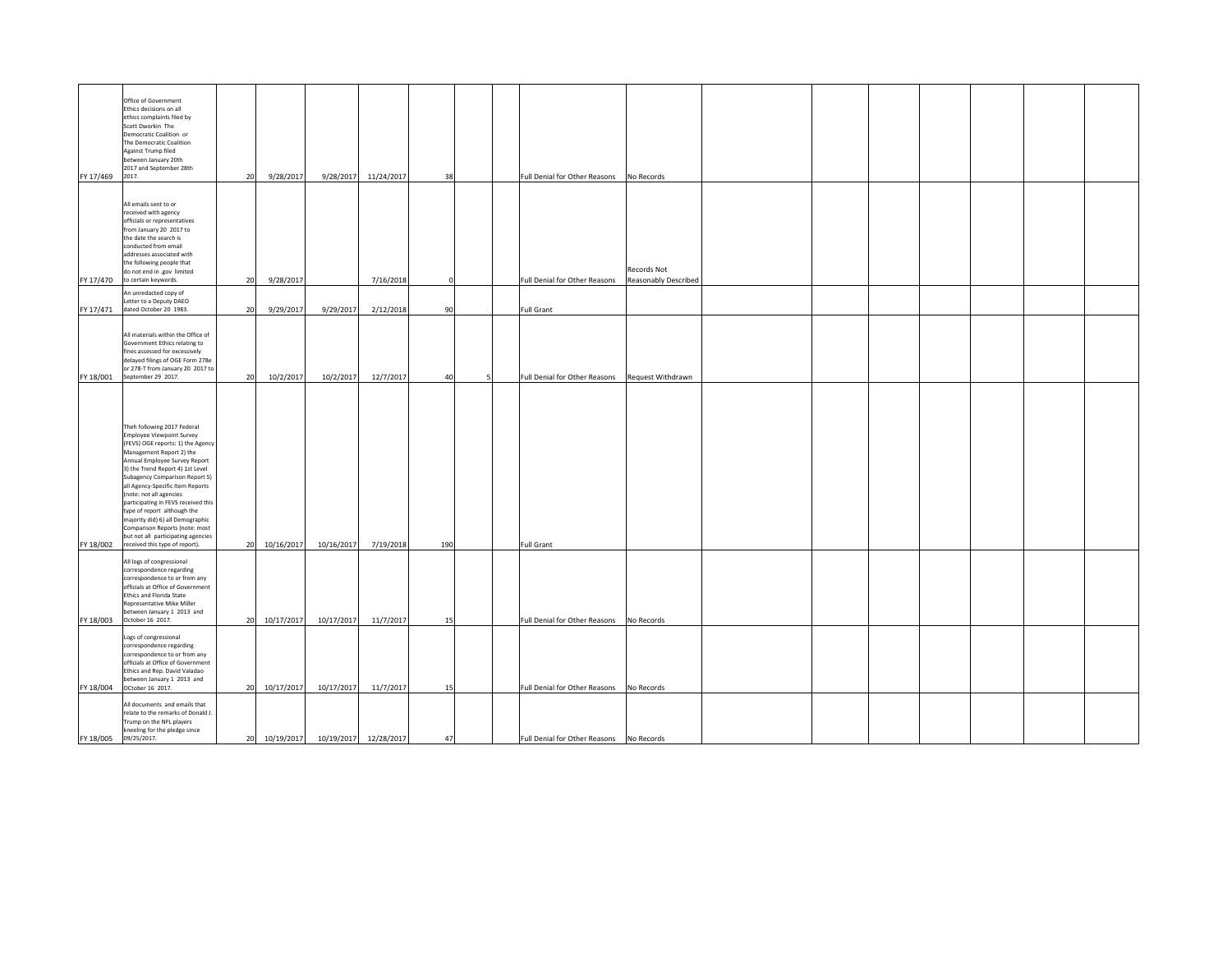| | | | | | | | | | | | | | | | | | |
|---|---|---|---|---|---|---|---|---|---|---|---|---|---|---|---|---|---|
| FY 17/469 | Office of Government Ethics decisions on all ethics complaints filed by Scott Dworkin The Democratic Coalition or The Democratic Coalition Against Trump filed between January 20th 2017 and September 28th 2017. | 20 | 9/28/2017 | 9/28/2017 | 11/24/2017 | 38 | | | Full Denial for Other Reasons | No Records | | | | | | | |
| FY 17/470 | All emails sent to or received with agency officials or representatives from January 20 2017 to the date the search is conducted from email addresses associated with the following people that do not end in .gov limited to certain keywords. | 20 | 9/28/2017 | | 7/16/2018 | 0 | | | Full Denial for Other Reasons | Records Not Reasonably Described | | | | | | | |
| FY 17/471 | An unredacted copy of Letter to a Deputy DAEO dated October 20 1983. | 20 | 9/29/2017 | 9/29/2017 | 2/12/2018 | 90 | | | Full Grant | | | | | | | | |
| FY 18/001 | All materials within the Office of Government Ethics relating to fines assessed for excessively delayed filings of OGE Form 278e or 278-T from January 20 2017 to September 29 2017. | 20 | 10/2/2017 | 10/2/2017 | 12/7/2017 | 40 | 5 | | Full Denial for Other Reasons | Request Withdrawn | | | | | | | |
| FY 18/002 | Theh following 2017 Federal Employee Viewpoint Survey (FEVS) OGE reports: 1) the Agency Management Report 2) the Annual Employee Survey Report 3) the Trend Report 4) 1st Level Subagency Comparison Report 5) all Agency-Specific Item Reports (note: not all agencies participating in FEVS received this type of report although the majority did) 6) all Demographic Comparison Reports (note: most but not all participating agencies received this type of report). | 20 | 10/16/2017 | 10/16/2017 | 7/19/2018 | 190 | | | Full Grant | | | | | | | | |
| FY 18/003 | All logs of congressional correspondence regarding correspondence to or from any officials at Office of Government Ethics and Florida State Representative Mike Miller between January 1 2013 and October 16 2017. | 20 | 10/17/2017 | 10/17/2017 | 11/7/2017 | 15 | | | Full Denial for Other Reasons | No Records | | | | | | | |
| FY 18/004 | Logs of congressional correspondence regarding correspondence to or from any officials at Office of Government Ethics and Rep. David Valadao between January 1 2013 and OCtober 16 2017. | 20 | 10/17/2017 | 10/17/2017 | 11/7/2017 | 15 | | | Full Denial for Other Reasons | No Records | | | | | | | |
| FY 18/005 | All documents and emails that relate to the remarks of Donald J. Trump on the NFL players kneeling for the pledge since 09/25/2017. | 20 | 10/19/2017 | 10/19/2017 | 12/28/2017 | 47 | | | Full Denial for Other Reasons | No Records | | | | | | | |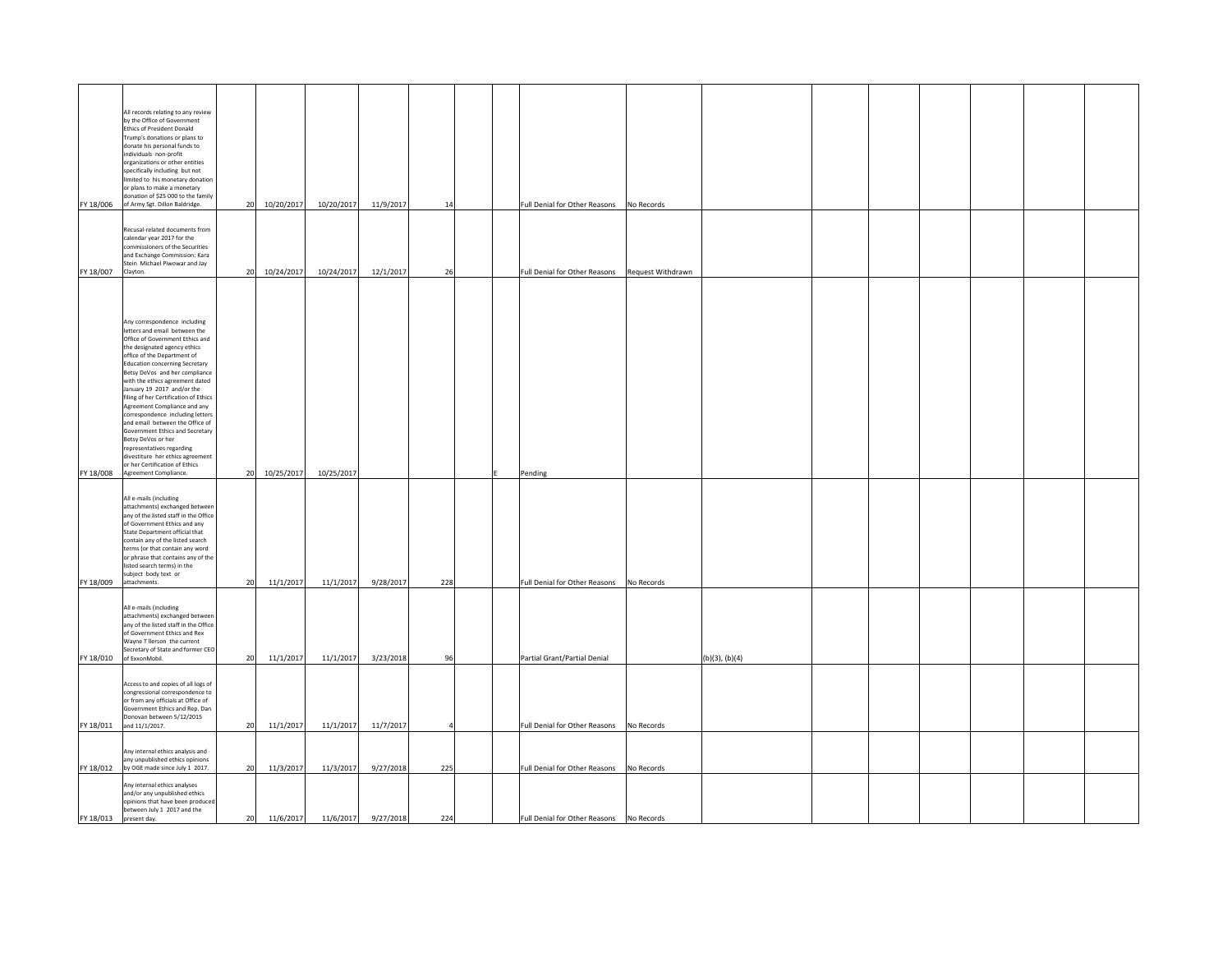| | | | | | | | | | | | | | | | | | | |
|---|---|---|---|---|---|---|---|---|---|---|---|---|---|---|---|---|---|---|
| FY 18/006 | All records relating to any review by the Office of Government Ethics of President Donald Trump's donations or plans to donate his personal funds to individuals non-profit organizations or other entities specifically including but not limited to his monetary donation or plans to make a monetary donation of $25 000 to the family of Army Sgt. Dillon Baldridge. | 20 | 10/20/2017 | 10/20/2017 | 11/9/2017 | 14 | | | Full Denial for Other Reasons | No Records | | | | | | | | |
| FY 18/007 | Recusal-related documents from calendar year 2017 for the commissioners of the Securities and Exchange Commission: Kara Stein Michael Piwowar and Jay Clayton. | 20 | 10/24/2017 | 10/24/2017 | 12/1/2017 | 26 | | | Full Denial for Other Reasons | Request Withdrawn | | | | | | | | |
| FY 18/008 | Any correspondence including letters and email between the Office of Government Ethics and the designated agency ethics office of the Department of Education concerning Secretary Betsy DeVos and her compliance with the ethics agreement dated January 19 2017 and/or the filing of her Certification of Ethics Agreement Compliance and any correspondence including letters and email between the Office of Government Ethics and Secretary Betsy DeVos or her representatives regarding divestiture her ethics agreement or her Certification of Ethics Agreement Compliance. | 20 | 10/25/2017 | 10/25/2017 | | | | E | Pending | | | | | | | | | |
| FY 18/009 | All e-mails (including attachments) exchanged between any of the listed staff in the Office of Government Ethics and any State Department official that contain any of the listed search terms (or that contain any word or phrase that contains any of the listed search terms) in the subject body text or attachments. | 20 | 11/1/2017 | 11/1/2017 | 9/28/2017 | 228 | | | Full Denial for Other Reasons | No Records | | | | | | | | |
| FY 18/010 | All e-mails (including attachments) exchanged between any of the listed staff in the Office of Government Ethics and Rex Wayne T llerson the current Secretary of State and former CEO of ExxonMobil. | 20 | 11/1/2017 | 11/1/2017 | 3/23/2018 | 96 | | | Partial Grant/Partial Denial | | (b)(3), (b)(4) | | | | | | | |
| FY 18/011 | Access to and copies of all logs of congressional correspondence to or from any officials at Office of Government Ethics and Rep. Dan Donovan between 5/12/2015 and 11/1/2017. | 20 | 11/1/2017 | 11/1/2017 | 11/7/2017 | 4 | | | Full Denial for Other Reasons | No Records | | | | | | | | |
| FY 18/012 | Any internal ethics analysis and any unpublished ethics opinions by OGE made since July 1 2017. | 20 | 11/3/2017 | 11/3/2017 | 9/27/2018 | 225 | | | Full Denial for Other Reasons | No Records | | | | | | | | |
| FY 18/013 | Any internal ethics analyses and/or any unpublished ethics opinions that have been produced between July 1 2017 and the present day. | 20 | 11/6/2017 | 11/6/2017 | 9/27/2018 | 224 | | | Full Denial for Other Reasons | No Records | | | | | | | | |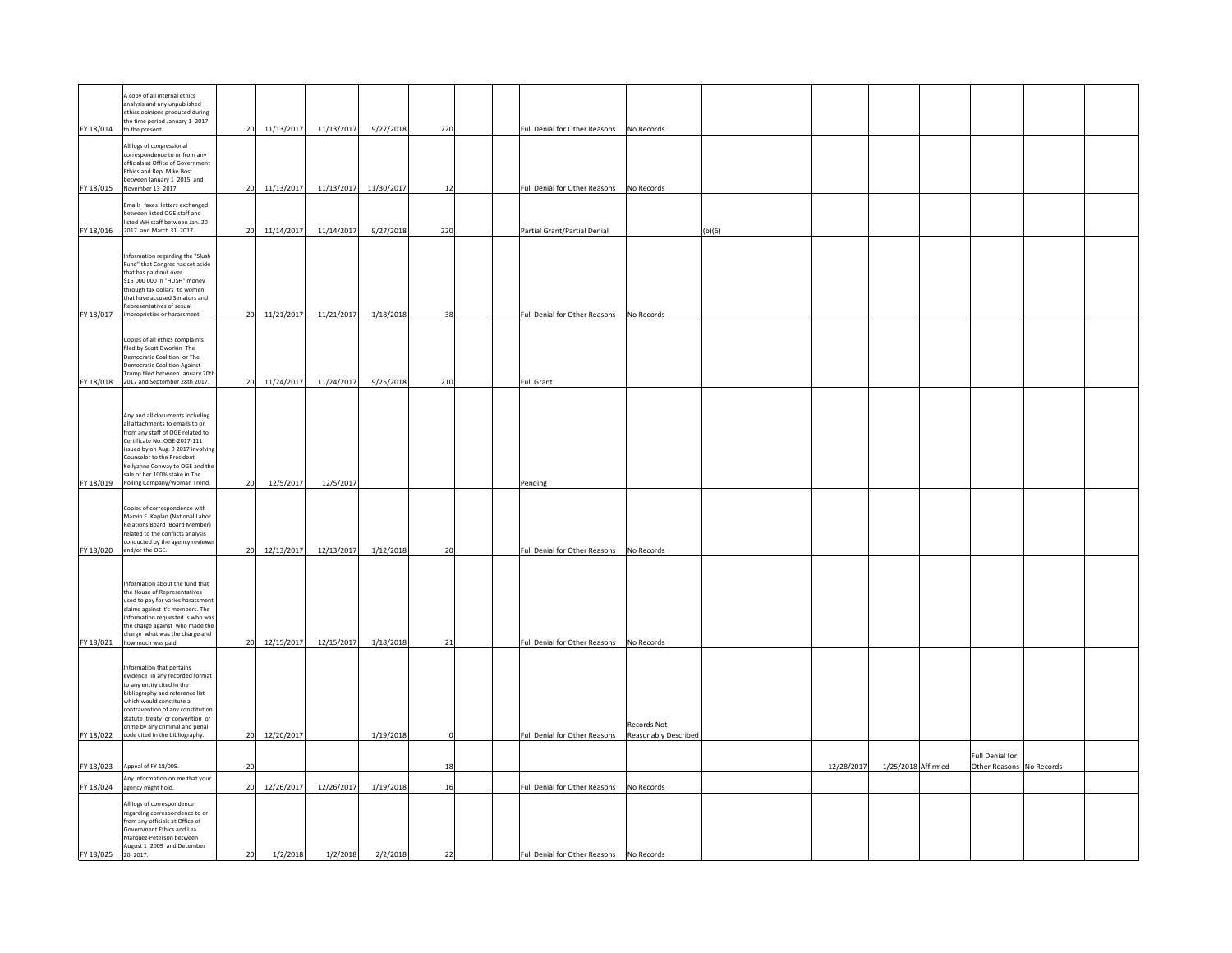| | | | | | | | | | | | | | | | | | |
|---|---|---|---|---|---|---|---|---|---|---|---|---|---|---|---|---|---|
| FY 18/014 | A copy of all internal ethics analysis and any unpublished ethics opinions produced during the time period January 1 2017 to the present. | 20 | 11/13/2017 | 11/13/2017 | 9/27/2018 | 220 | | | Full Denial for Other Reasons | No Records | | | | | | | |
| FY 18/015 | All logs of congressional correspondence to or from any officials at Office of Government Ethics and Rep. Mike Bost between January 1 2015 and November 13 2017 | 20 | 11/13/2017 | 11/13/2017 | 11/30/2017 | 12 | | | Full Denial for Other Reasons | No Records | | | | | | | |
| FY 18/016 | Emails faxes letters exchanged between listed OGE staff and listed WH staff between Jan. 20 2017 and March 31 2017. | 20 | 11/14/2017 | 11/14/2017 | 9/27/2018 | 220 | | | Partial Grant/Partial Denial | | (b)(6) | | | | | | |
| FY 18/017 | Information regarding the "Slush Fund" that Congres has set aside that has paid out over $15 000 000 in "HUSH" money through tax dollars to women that have accused Senators and Representatives of sexual impropieties or harassment. | 20 | 11/21/2017 | 11/21/2017 | 1/18/2018 | 38 | | | Full Denial for Other Reasons | No Records | | | | | | | |
| FY 18/018 | Copies of all ethics complaints filed by Scott Dworkin The Democratic Coalition or The Democratic Coalition Against Trump filed between January 20th 2017 and September 28th 2017. | 20 | 11/24/2017 | 11/24/2017 | 9/25/2018 | 210 | | | Full Grant | | | | | | | | |
| FY 18/019 | Any and all documents including all attachments to emails to or from any staff of OGE related to Certificate No. OGE-2017-111 issued by on Aug. 9 2017 involving Counselor to the President Kellyanne Conway to OGE and the sale of her 100% stake in The Polling Company/Woman Trend. | 20 | 12/5/2017 | 12/5/2017 | | | | | Pending | | | | | | | | |
| FY 18/020 | Copies of correspondence with Marvin E. Kaplan (National Labor Relations Board Board Member) related to the conflicts analysis conducted by the agency reviewer and/or the OGE. | 20 | 12/13/2017 | 12/13/2017 | 1/12/2018 | 20 | | | Full Denial for Other Reasons | No Records | | | | | | | |
| FY 18/021 | Information about the fund that the House of Representatives used to pay for varies harassment claims against it's members. The information requested is who was the charge against who made the charge what was the charge and how much was paid. | 20 | 12/15/2017 | 12/15/2017 | 1/18/2018 | 21 | | | Full Denial for Other Reasons | No Records | | | | | | | |
| FY 18/022 | Information that pertains evidence in any recorded format to any entity cited in the bibliography and reference list which would constitute a contravention of any constitution statute treaty or convention or crime by any criminal and penal code cited in the bibliography. | 20 | 12/20/2017 | | 1/19/2018 | 0 | | | Full Denial for Other Reasons | Records Not Reasonably Described | | | | | | | |
| FY 18/023 | Appeal of FY 18/005. | 20 | | | | 18 | | | | | | 12/28/2017 | 1/25/2018 | Affirmed | Full Denial for Other Reasons | No Records | |
| FY 18/024 | Any information on me that your agency might hold. | 20 | 12/26/2017 | 12/26/2017 | 1/19/2018 | 16 | | | Full Denial for Other Reasons | No Records | | | | | | | |
| FY 18/025 | All logs of correspondence regarding correspondence to or from any officials at Office of Government Ethics and Lea Marquez-Peterson between August 1 2009 and December 20 2017. | 20 | 1/2/2018 | 1/2/2018 | 2/2/2018 | 22 | | | Full Denial for Other Reasons | No Records | | | | | | | |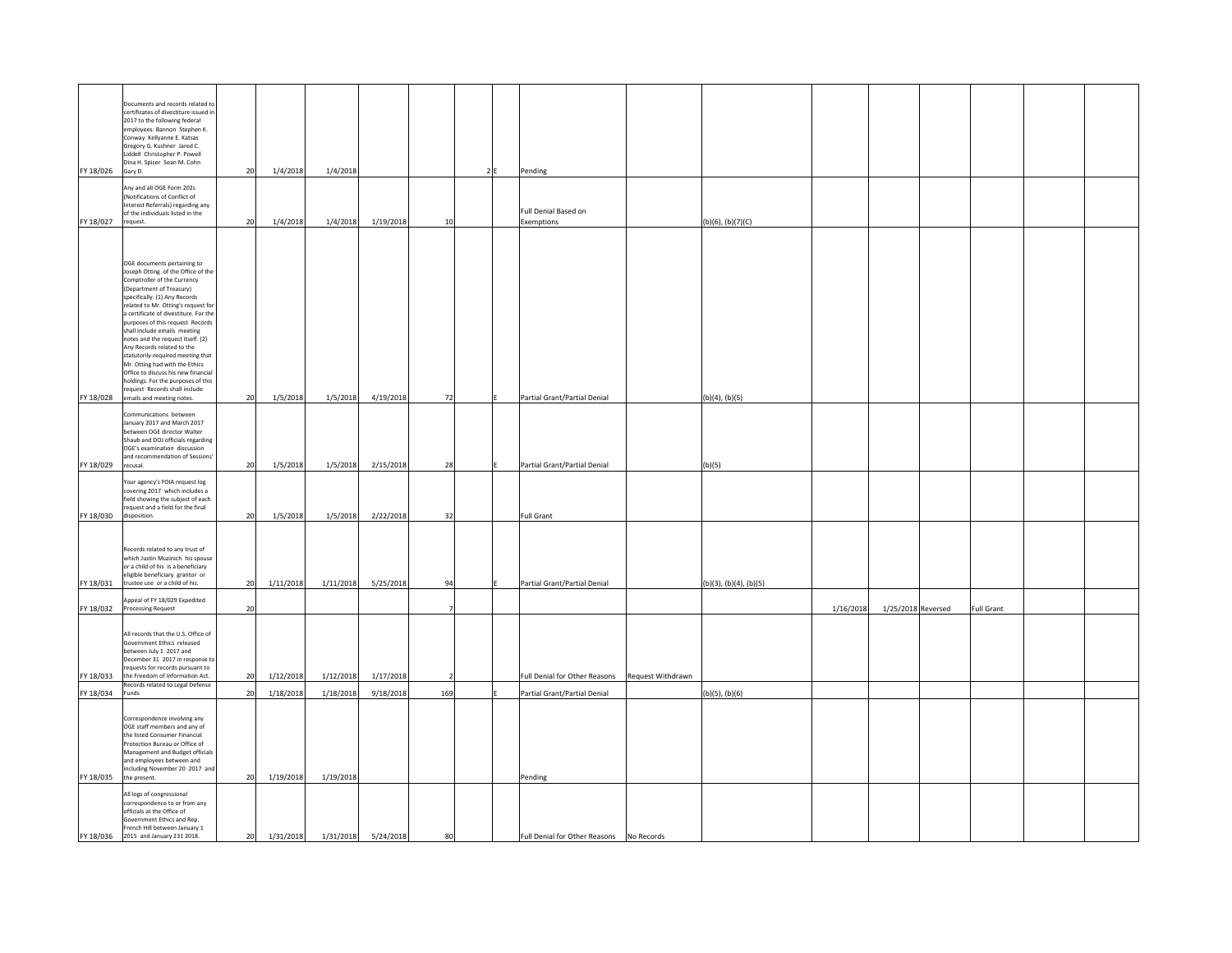| | | | | | | | | | | | | | | | | | |
|---|---|---|---|---|---|---|---|---|---|---|---|---|---|---|---|---|---|
| FY 18/026 | Documents and records related to certificates of divestiture issued in 2017 to the following federal employees: Bannon Stephen K. Conway Kellyanne E. Katsas Gregory G. Kushner Jared C. Liddell Christopher P. Powell Dina H. Spicer Sean M. Cohn Gary D. | 20 | 1/4/2018 | 1/4/2018 | | | 2 | E | Pending | | | | | | | | |
| FY 18/027 | Any and all OGE Form 202s (Notifications of Conflict of Interest Referrals) regarding any of the individuals listed in the request. | 20 | 1/4/2018 | 1/4/2018 | 1/19/2018 | 10 | | | Full Denial Based on Exemptions | | (b)(6), (b)(7)(C) | | | | | | |
| FY 18/028 | OGE documents pertaining to Joseph Otting of the Office of the Comptroller of the Currency (Department of Treasury) specifically: (1) Any Records related to Mr. Otting's request for a certificate of divestiture. For the purposes of this request Records shall include emails meeting notes and the request itself. (2) Any Records related to the statutorily-required meeting that Mr. Otting had with the Ethics Office to discuss his new financial holdings. For the purposes of this request Records shall include emails and meeting notes. | 20 | 1/5/2018 | 1/5/2018 | 4/19/2018 | 72 | | E | Partial Grant/Partial Denial | | (b)(4), (b)(5) | | | | | | |
| FY 18/029 | Communications between January 2017 and March 2017 between OGE director Walter Shaub and DOJ officials regarding OGE's examination discussion and recommendation of Sessions' recusal. | 20 | 1/5/2018 | 1/5/2018 | 2/15/2018 | 28 | | E | Partial Grant/Partial Denial | | (b)(5) | | | | | | |
| FY 18/030 | Your agency's FOIA request log covering 2017 which includes a field showing the subject of each request and a field for the final disposition. | 20 | 1/5/2018 | 1/5/2018 | 2/22/2018 | 32 | | | Full Grant | | | | | | | | |
| FY 18/031 | Records related to any trust of which Justin Muzinich his spouse or a child of his is a beneficiary eligible beneficiary grantor or trustee use or a child of his. | 20 | 1/11/2018 | 1/11/2018 | 5/25/2018 | 94 | | E | Partial Grant/Partial Denial | | (b)(3), (b)(4), (b)(5) | | | | | | |
| FY 18/032 | Appeal of FY 18/029 Expedited Processing Request | 20 | | | | 7 | | | | | | 1/16/2018 | 1/25/2018 | Reversed | Full Grant | | |
| FY 18/033 | All records that the U.S. Office of Government Ethics released between July 1 2017 and December 31 2017 in response to requests for records pursuant to the Freedom of Information Act. | 20 | 1/12/2018 | 1/12/2018 | 1/17/2018 | 2 | | | Full Denial for Other Reasons | Request Withdrawn | | | | | | | |
| FY 18/034 | Records related to Legal Defense Funds | 20 | 1/18/2018 | 1/18/2018 | 9/18/2018 | 169 | | E | Partial Grant/Partial Denial | | (b)(5), (b)(6) | | | | | | |
| FY 18/035 | Correspondence involving any OGE staff members and any of the listed Consumer Financial Protection Bureau or Office of Management and Budget officials and employees between and including November 20 2017 and the present. | 20 | 1/19/2018 | 1/19/2018 | | | | | Pending | | | | | | | | |
| FY 18/036 | All logs of congressional correspondence to or from any officials at the Office of Government Ethics and Rep. French Hill between January 1 2015 and January 231 2018. | 20 | 1/31/2018 | 1/31/2018 | 5/24/2018 | 80 | | | Full Denial for Other Reasons | No Records | | | | | | | |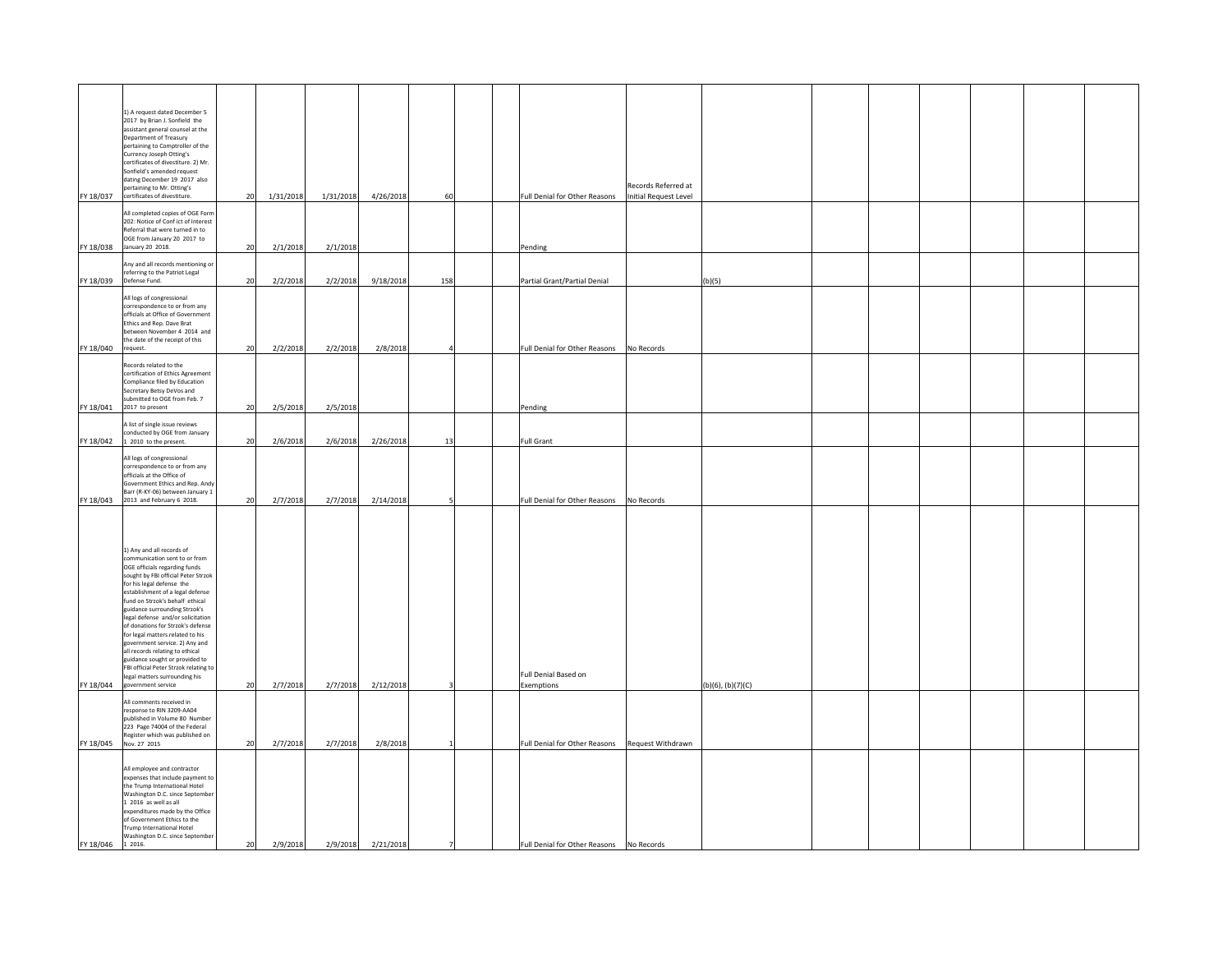| | | | | | | | | | | | | | | | | | |
|---|---|---|---|---|---|---|---|---|---|---|---|---|---|---|---|---|---|
| FY 18/037 | 1) A request dated December 5 2017 by Brian J. Sonfield the assistant general counsel at the Department of Treasury pertaining to Comptroller of the Currency Joseph Otting's certificates of divestiture. 2) Mr. Sonfield's amended request dating December 19 2017 also pertaining to Mr. Otting's certificates of divestiture. | 20 | 1/31/2018 | 1/31/2018 | 4/26/2018 | 60 | | | Full Denial for Other Reasons | Records Referred at Initial Request Level | | | | | | | |
| FY 18/038 | All completed copies of OGE Form 202: Notice of Conf ict of Interest Referral that were turned in to OGE from January 20 2017 to January 20 2018. | 20 | 2/1/2018 | 2/1/2018 | | | | | Pending | | | | | | | | |
| FY 18/039 | Any and all records mentioning or referring to the Patriot Legal Defense Fund. | 20 | 2/2/2018 | 2/2/2018 | 9/18/2018 | 158 | | | Partial Grant/Partial Denial | | (b)(5) | | | | | | |
| FY 18/040 | All logs of congressional correspondence to or from any officials at Office of Government Ethics and Rep. Dave Brat between November 4 2014 and the date of the receipt of this request. | 20 | 2/2/2018 | 2/2/2018 | 2/8/2018 | 4 | | | Full Denial for Other Reasons | No Records | | | | | | | |
| FY 18/041 | Records related to the certification of Ethics Agreement Compliance filed by Education Secretary Betsy DeVos and submitted to OGE from Feb. 7 2017 to present | 20 | 2/5/2018 | 2/5/2018 | | | | | Pending | | | | | | | | |
| FY 18/042 | A list of single issue reviews conducted by OGE from January 1 2010 to the present. | 20 | 2/6/2018 | 2/6/2018 | 2/26/2018 | 13 | | | Full Grant | | | | | | | | |
| FY 18/043 | All logs of congressional correspondence to or from any officials at the Office of Government Ethics and Rep. Andy Barr (R-KY-06) between January 1 2013 and February 6 2018. | 20 | 2/7/2018 | 2/7/2018 | 2/14/2018 | 5 | | | Full Denial for Other Reasons | No Records | | | | | | | |
| FY 18/044 | 1) Any and all records of communication sent to or from OGE officials regarding funds sought by FBI official Peter Strzok for his legal defense the establishment of a legal defense fund on Strzok's behalf ethical guidance surrounding Strzok's legal defense and/or solicitation of donations for Strzok's defense for legal matters related to his government service. 2) Any and all records relating to ethical guidance sought or provided to FBI official Peter Strzok relating to legal matters surrounding his government service | 20 | 2/7/2018 | 2/7/2018 | 2/12/2018 | 3 | | | Full Denial Based on Exemptions | | (b)(6), (b)(7)(C) | | | | | | |
| FY 18/045 | All comments received in response to RIN 3209-AA04 published in Volume 80 Number 223 Page 74004 of the Federal Register which was published on Nov. 27 2015 | 20 | 2/7/2018 | 2/7/2018 | 2/8/2018 | 1 | | | Full Denial for Other Reasons | Request Withdrawn | | | | | | | |
| FY 18/046 | All employee and contractor expenses that include payment to the Trump International Hotel Washington D.C. since September 1 2016 as well as all expenditures made by the Office of Government Ethics to the Trump International Hotel Washington D.C. since September 1 2016. | 20 | 2/9/2018 | 2/9/2018 | 2/21/2018 | 7 | | | Full Denial for Other Reasons | No Records | | | | | | | |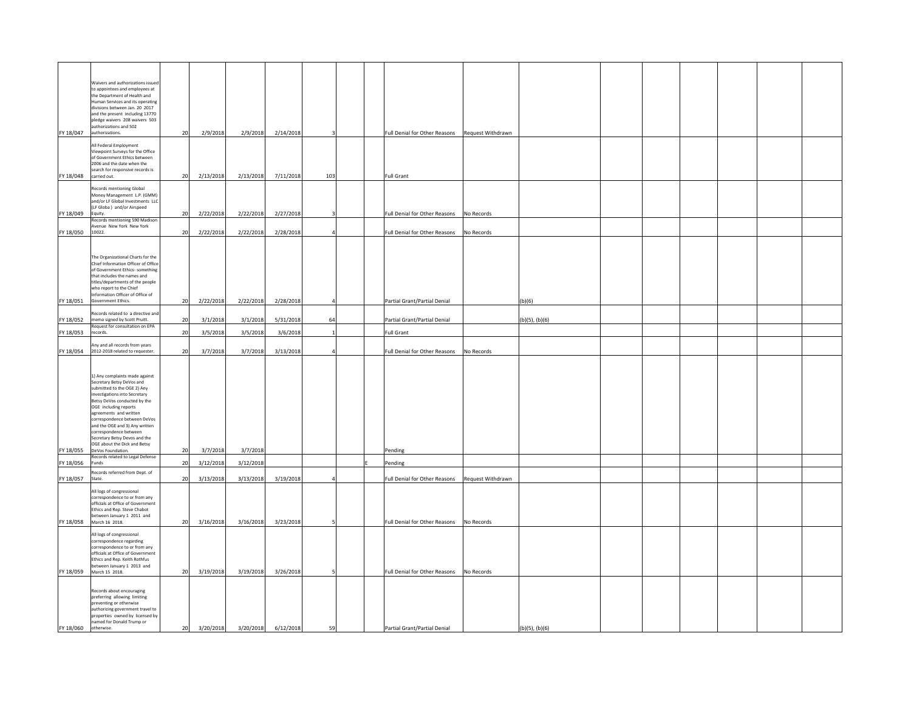| | | | | | | | | | | | | | | | | | |
|---|---|---|---|---|---|---|---|---|---|---|---|---|---|---|---|---|---|
| FY 18/047 | Waivers and authorizations issued to appointees and employees at the Department of Health and Human Services and its operating divisions between Jan. 20 2017 and the present including 13770 pledge waivers 208 waivers 503 authorizations and 502 authorizations. | 20 | 2/9/2018 | 2/9/2018 | 2/14/2018 | 3 | | | Full Denial for Other Reasons | Request Withdrawn | | | | | | | |
| FY 18/048 | All Federal Employment Viewpoint Surveys for the Office of Government Ethics between 2006 and the date when the search for responsive records is carried out. | 20 | 2/13/2018 | 2/13/2018 | 7/11/2018 | 103 | | | Full Grant | | | | | | | | |
| FY 18/049 | Records mentioning Global Money Management L.P. (GMM) and/or LF Global Investments LLC (LF Globa ) and/or Airspeed Equity. | 20 | 2/22/2018 | 2/22/2018 | 2/27/2018 | 3 | | | Full Denial for Other Reasons | No Records | | | | | | | |
| FY 18/050 | Records mentioning 590 Madison Avenue New York New York 10022. | 20 | 2/22/2018 | 2/22/2018 | 2/28/2018 | 4 | | | Full Denial for Other Reasons | No Records | | | | | | | |
| FY 18/051 | The Organizational Charts for the Chief Information Officer of Office of Government Ethics- something that includes the names and titles/departments of the people who report to the Chief Information Officer of Office of Government Ethics. | 20 | 2/22/2018 | 2/22/2018 | 2/28/2018 | 4 | | | Partial Grant/Partial Denial | | (b)(6) | | | | | | |
| FY 18/052 | Records related to a directive and memo signed by Scott Pruitt. | 20 | 3/1/2018 | 3/1/2018 | 5/31/2018 | 64 | | | Partial Grant/Partial Denial | | (b)(5), (b)(6) | | | | | | |
| FY 18/053 | Request for consultation on EPA records. | 20 | 3/5/2018 | 3/5/2018 | 3/6/2018 | 1 | | | Full Grant | | | | | | | | |
| FY 18/054 | Any and all records from years 2012-2018 related to requester. | 20 | 3/7/2018 | 3/7/2018 | 3/13/2018 | 4 | | | Full Denial for Other Reasons | No Records | | | | | | | |
| FY 18/055 | 1) Any complaints made against Secretary Betsy DeVos and submitted to the OGE 2) Any investigations into Secretary Betsy DeVos conducted by the OGE including reports agreements and written correspondence between DeVos and the OGE and 3) Any written correspondence between Secretary Betsy Devos and the OGE about the Dick and Betsy DeVos Foundation. | 20 | 3/7/2018 | 3/7/2018 | | | | | Pending | | | | | | | | |
| FY 18/056 | Records related to Legal Defense Funds | 20 | 3/12/2018 | 3/12/2018 | | | | E | Pending | | | | | | | | |
| FY 18/057 | Records referred from Dept. of State. | 20 | 3/13/2018 | 3/13/2018 | 3/19/2018 | 4 | | | Full Denial for Other Reasons | Request Withdrawn | | | | | | | |
| FY 18/058 | All logs of congressional correspondence to or from any officials at Office of Government Ethics and Rep. Steve Chabot between January 1 2011 and March 16 2018. | 20 | 3/16/2018 | 3/16/2018 | 3/23/2018 | 5 | | | Full Denial for Other Reasons | No Records | | | | | | | |
| FY 18/059 | All logs of congressional correspondence regarding correspondence to or from any officials at Office of Government Ethics and Rep. Keith Rothfus between January 1 2013 and March 15 2018. | 20 | 3/19/2018 | 3/19/2018 | 3/26/2018 | 5 | | | Full Denial for Other Reasons | No Records | | | | | | | |
| FY 18/060 | Records about encouraging preferring allowing limiting preventing or otherwise authorizing government travel to properties owned by licensed by named for Donald Trump or otherwise. | 20 | 3/20/2018 | 3/20/2018 | 6/12/2018 | 59 | | | Partial Grant/Partial Denial | | (b)(5), (b)(6) | | | | | | |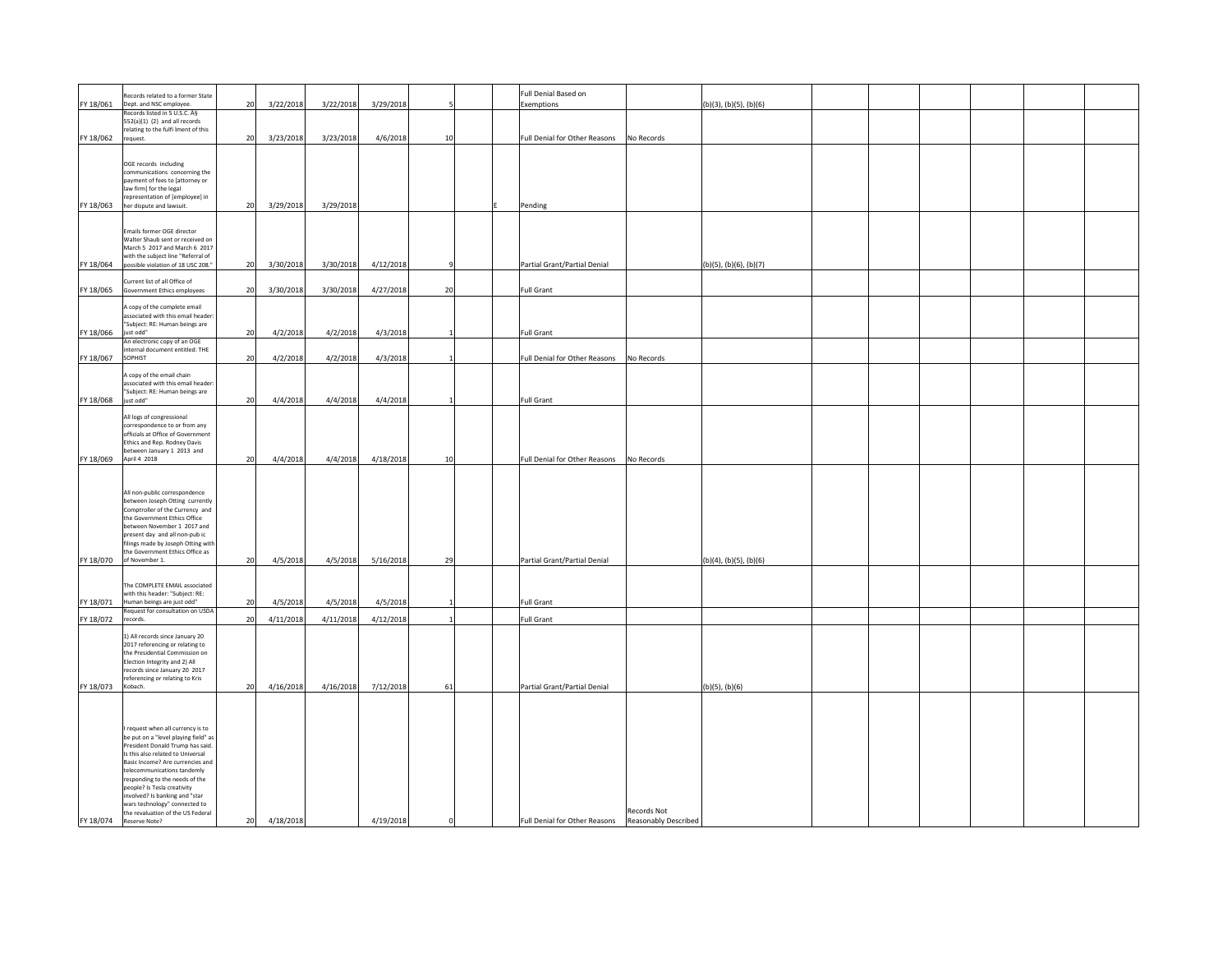| | | | | | | | | | | | | | | | | | | |
|---|---|---|---|---|---|---|---|---|---|---|---|---|---|---|---|---|---|---|
| FY 18/061 | Records related to a former State Dept. and NSC employee. | 20 | 3/22/2018 | 3/22/2018 | 3/29/2018 | 5 | | | Full Denial Based on Exemptions | | (b)(3), (b)(5), (b)(6) | | | | | | | |
| FY 18/062 | Records listed in 5 U.S.C. Â§ 552(a)(1) (2) and all records relating to the fulfi lment of this request. | 20 | 3/23/2018 | 3/23/2018 | 4/6/2018 | 10 | | | Full Denial for Other Reasons | No Records | | | | | | | | |
| FY 18/063 | OGE records including communications concerning the payment of fees to [attorney or law firm] for the legal representation of [employee] in her dispute and lawsuit. | 20 | 3/29/2018 | 3/29/2018 | | | | E | Pending | | | | | | | | | |
| FY 18/064 | Emails former OGE director Walter Shaub sent or received on March 5 2017 and March 6 2017 with the subject line "Referral of possible violation of 18 USC 208." | 20 | 3/30/2018 | 3/30/2018 | 4/12/2018 | 9 | | | Partial Grant/Partial Denial | | (b)(5), (b)(6), (b)(7) | | | | | | | |
| FY 18/065 | Current list of all Office of Government Ethics employees | 20 | 3/30/2018 | 3/30/2018 | 4/27/2018 | 20 | | | Full Grant | | | | | | | | | |
| FY 18/066 | A copy of the complete email associated with this email header: "Subject: RE: Human beings are just odd" | 20 | 4/2/2018 | 4/2/2018 | 4/3/2018 | 1 | | | Full Grant | | | | | | | | | |
| FY 18/067 | An electronic copy of an OGE internal document entitled: THE SOPHIST | 20 | 4/2/2018 | 4/2/2018 | 4/3/2018 | 1 | | | Full Denial for Other Reasons | No Records | | | | | | | | |
| FY 18/068 | A copy of the email chain associated with this email header: "Subject: RE: Human beings are just odd" | 20 | 4/4/2018 | 4/4/2018 | 4/4/2018 | 1 | | | Full Grant | | | | | | | | | |
| FY 18/069 | All logs of congressional correspondence to or from any officials at Office of Government Ethics and Rep. Rodney Davis between January 1 2013 and April 4 2018 | 20 | 4/4/2018 | 4/4/2018 | 4/18/2018 | 10 | | | Full Denial for Other Reasons | No Records | | | | | | | | |
| FY 18/070 | All non-public correspondence between Joseph Otting currently Comptroller of the Currency and the Government Ethics Office between November 1 2017 and present day and all non-pub ic filings made by Joseph Otting with the Government Ethics Office as of November 1. | 20 | 4/5/2018 | 4/5/2018 | 5/16/2018 | 29 | | | Partial Grant/Partial Denial | | (b)(4), (b)(5), (b)(6) | | | | | | | |
| FY 18/071 | The COMPLETE EMAIL associated with this header: "Subject: RE: Human beings are just odd" | 20 | 4/5/2018 | 4/5/2018 | 4/5/2018 | 1 | | | Full Grant | | | | | | | | | |
| FY 18/072 | Request for consultation on USDA records. | 20 | 4/11/2018 | 4/11/2018 | 4/12/2018 | 1 | | | Full Grant | | | | | | | | | |
| FY 18/073 | 1) All records since January 20 2017 referencing or relating to the Presidential Commission on Election Integrity and 2) All records since January 20 2017 referencing or relating to Kris Kobach. | 20 | 4/16/2018 | 4/16/2018 | 7/12/2018 | 61 | | | Partial Grant/Partial Denial | | (b)(5), (b)(6) | | | | | | | |
| FY 18/074 | I request when all currency is to be put on a "level playing field" as President Donald Trump has said. Is this also related to Universal Basic Income? Are currencies and telecommunications tandemly responding to the needs of the people? Is Tesla creativity involved? Is banking and "star wars technology" connected to the revaluation of the US Federal Reserve Note? | 20 | 4/18/2018 | | 4/19/2018 | 0 | | | Full Denial for Other Reasons | Records Not Reasonably Described | | | | | | | | |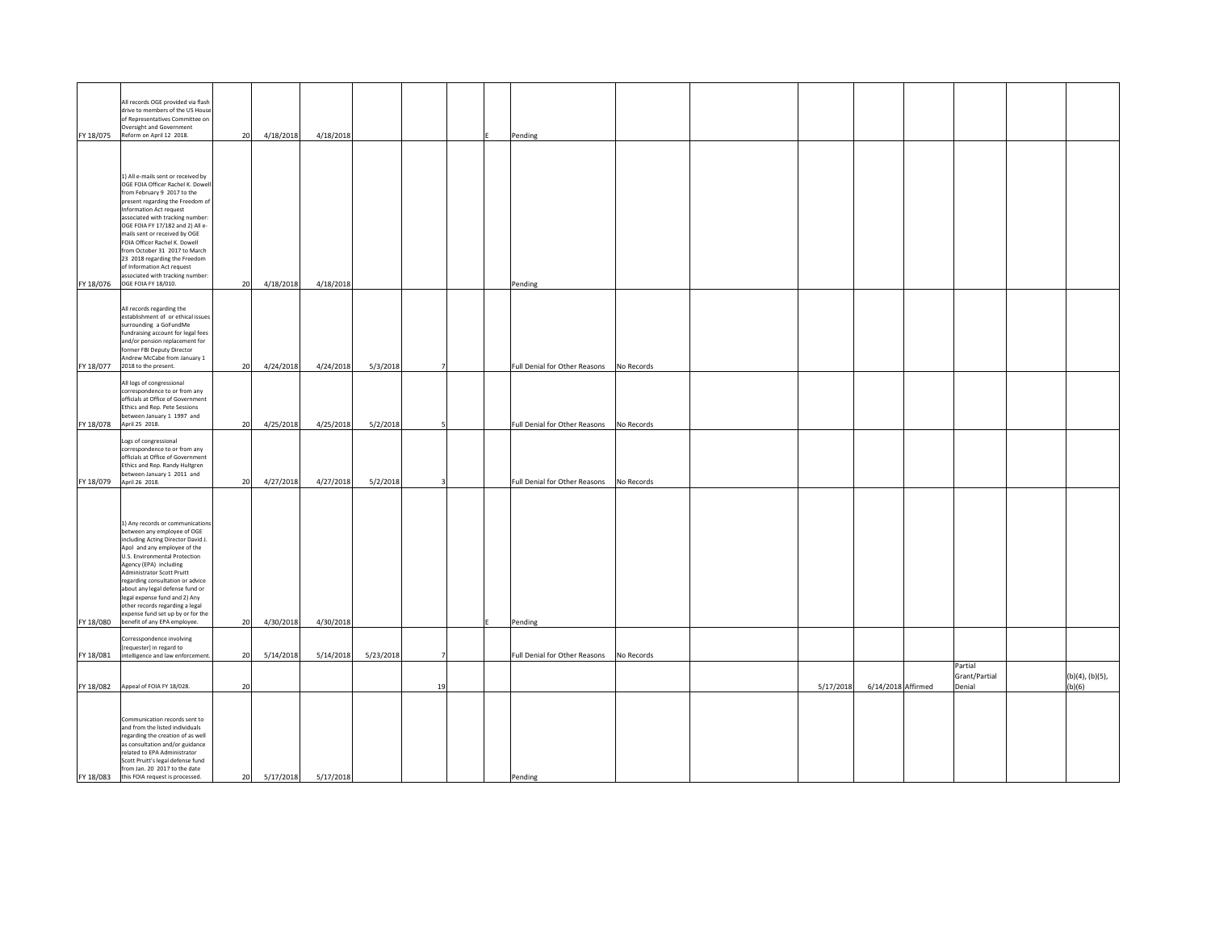| | | | | | | | | | | | | | | | | | |
|---|---|---|---|---|---|---|---|---|---|---|---|---|---|---|---|---|---|
| FY 18/075 | All records OGE provided via flash drive to members of the US House of Representatives Committee on Oversight and Government Reform on April 12 2018. | 20 | 4/18/2018 | 4/18/2018 | | | | E | Pending | | | | | | | | |
| FY 18/076 | 1) All e-mails sent or received by OGE FOIA Officer Rachel K. Dowell from February 9 2017 to the present regarding the Freedom of Information Act request associated with tracking number: OGE FOIA FY 17/182 and 2) All e-mails sent or received by OGE FOIA Officer Rachel K. Dowell from October 31 2017 to March 23 2018 regarding the Freedom of Information Act request associated with tracking number: OGE FOIA FY 18/010. | 20 | 4/18/2018 | 4/18/2018 | | | | | Pending | | | | | | | | |
| FY 18/077 | All records regarding the establishment of or ethical issues surrounding a GoFundMe fundraising account for legal fees and/or pension replacement for former FBI Deputy Director Andrew McCabe from January 1 2018 to the present. | 20 | 4/24/2018 | 4/24/2018 | 5/3/2018 | 7 | | | Full Denial for Other Reasons | No Records | | | | | | | |
| FY 18/078 | All logs of congressional correspondence to or from any officials at Office of Government Ethics and Rep. Pete Sessions between January 1 1997 and April 25 2018. | 20 | 4/25/2018 | 4/25/2018 | 5/2/2018 | 5 | | | Full Denial for Other Reasons | No Records | | | | | | | |
| FY 18/079 | Logs of congressional correspondence to or from any officials at Office of Government Ethics and Rep. Randy Hultgren between January 1 2011 and April 26 2018. | 20 | 4/27/2018 | 4/27/2018 | 5/2/2018 | 3 | | | Full Denial for Other Reasons | No Records | | | | | | | |
| FY 18/080 | 1) Any records or communications between any employee of OGE including Acting Director David J. Apol and any employee of the U.S. Environmental Protection Agency (EPA) including Administrator Scott Pruitt regarding consultation or advice about any legal defense fund or legal expense fund and 2) Any other records regarding a legal expense fund set up by or for the benefit of any EPA employee. | 20 | 4/30/2018 | 4/30/2018 | | | | E | Pending | | | | | | | | |
| FY 18/081 | Corresspondence involving [requester] in regard to intelligence and law enforcement. | 20 | 5/14/2018 | 5/14/2018 | 5/23/2018 | 7 | | | Full Denial for Other Reasons | No Records | | | | | | | |
| FY 18/082 | Appeal of FOIA FY 18/028. | 20 | | | | 19 | | | | | | 5/17/2018 | 6/14/2018 | Affirmed | Partial Grant/Partial Denial | | (b)(4), (b)(5), (b)(6) |
| FY 18/083 | Communication records sent to and from the listed individuals regarding the creation of as well as consultation and/or guidance related to EPA Administrator Scott Pruitt's legal defense fund from Jan. 20 2017 to the date this FOIA request is processed. | 20 | 5/17/2018 | 5/17/2018 | | | | | Pending | | | | | | | | |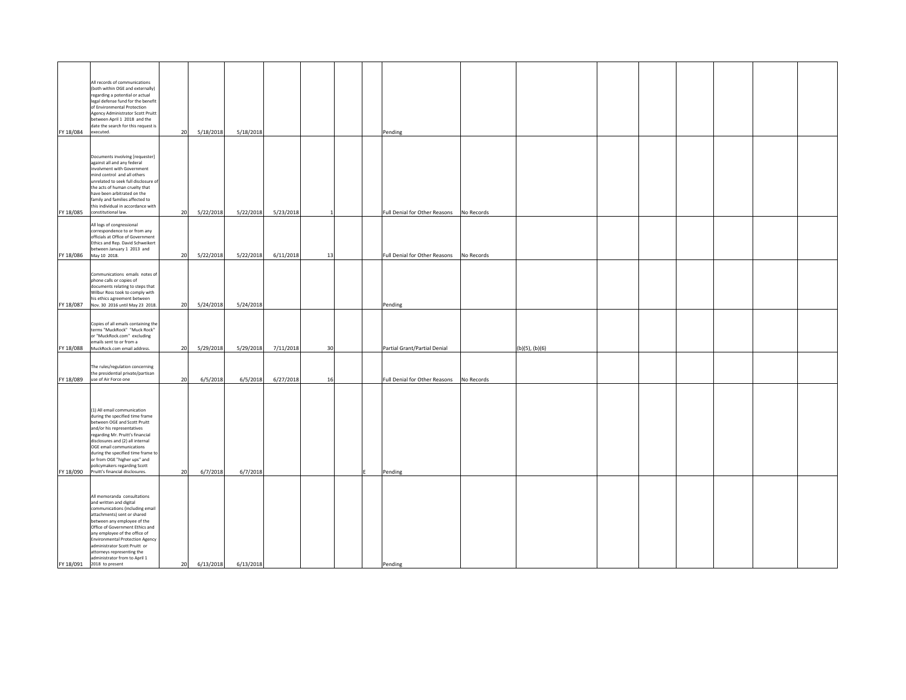| | | | | | | | | | | | | | | | | | |
|---|---|---|---|---|---|---|---|---|---|---|---|---|---|---|---|---|---|
| FY 18/084 | All records of communications (both within OGE and externally) regarding a potential or actual legal defense fund for the benefit of Environmental Protection Agency Administrator Scott Pruitt between April 1 2018 and the date the search for this request is executed. | 20 | 5/18/2018 | 5/18/2018 | | | | | Pending | | | | | | | | |
| FY 18/085 | Documents involving [requester] against all and any federal involvment with Government mind control and all others unrelated to seek full disclosure of the acts of human cruelty that have been arbitrated on the family and families affected to this individual in accordance with constitutional law. | 20 | 5/22/2018 | 5/22/2018 | 5/23/2018 | 1 | | | Full Denial for Other Reasons | No Records | | | | | | | |
| FY 18/086 | All logs of congressional correspondence to or from any officials at Office of Government Ethics and Rep. David Schweikert between January 1 2013 and May 10 2018. | 20 | 5/22/2018 | 5/22/2018 | 6/11/2018 | 13 | | | Full Denial for Other Reasons | No Records | | | | | | | |
| FY 18/087 | Communications emails notes of phone calls or copies of documents relating to steps that Wilbur Ross took to comply with his ethics agreement between Nov. 30 2016 until May 23 2018. | 20 | 5/24/2018 | 5/24/2018 | | | | | Pending | | | | | | | | |
| FY 18/088 | Copies of all emails containing the terms "MuckRock" "Muck Rock" or "MuckRock.com" excluding emails sent to or from a MuckRock.com email address. | 20 | 5/29/2018 | 5/29/2018 | 7/11/2018 | 30 | | | Partial Grant/Partial Denial | | (b)(5), (b)(6) | | | | | | |
| FY 18/089 | The rules/regulation concerning the presidential private/partisan use of Air Force one | 20 | 6/5/2018 | 6/5/2018 | 6/27/2018 | 16 | | | Full Denial for Other Reasons | No Records | | | | | | | |
| FY 18/090 | (1) All email communication during the specified time frame between OGE and Scott Pruitt and/or his representatives regarding Mr. Pruitt's financial disclosures and (2) all internal OGE email communications during the specified time frame to or from OGE "higher ups" and policymakers regarding Scott Pruitt's financial disclosures. | 20 | 6/7/2018 | 6/7/2018 | | | | E | Pending | | | | | | | | |
| FY 18/091 | All memoranda consultations and written and digital communications (including email attachments) sent or shared between any employee of the Office of Government Ethics and any employee of the office of Environmental Protection Agency administrator Scott Pruitt or attorneys representing the administrator from to April 1 2018 to present | 20 | 6/13/2018 | 6/13/2018 | | | | | Pending | | | | | | | | |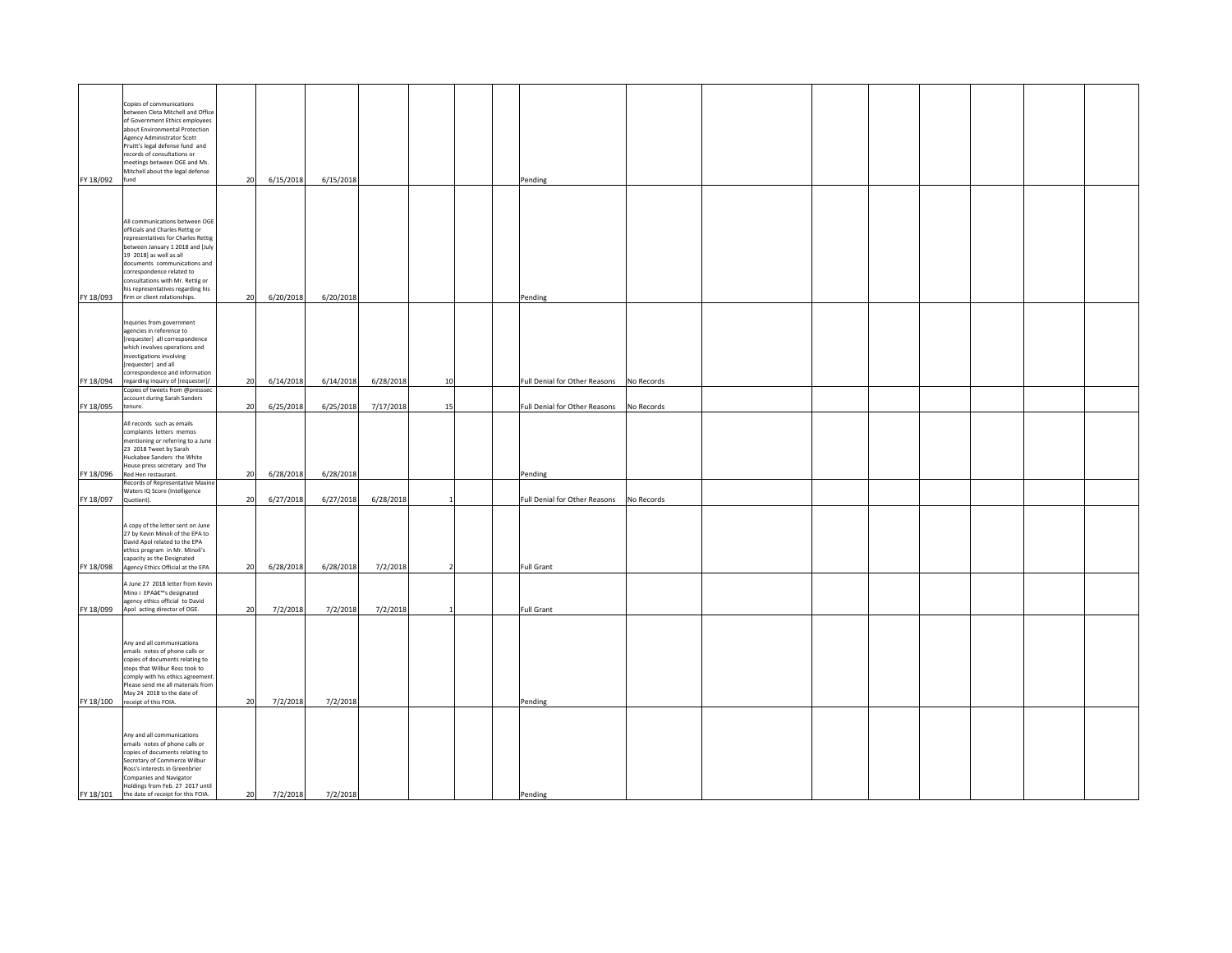| | | | | | | | | | | | | | | | | | | |
|---|---|---|---|---|---|---|---|---|---|---|---|---|---|---|---|---|---|---|
| FY 18/092 | Copies of communications between Cleta Mitchell and Office of Government Ethics employees about Environmental Protection Agency Administrator Scott Pruitt's legal defense fund and records of consultations or meetings between OGE and Ms. Mitchell about the legal defense fund | 20 | 6/15/2018 | 6/15/2018 | | | | | Pending | | | | | | | | | |
| FY 18/093 | All communications between OGE officials and Charles Rettig or representatives for Charles Rettig between January 1 2018 and [July 19 2018] as well as all documents communications and correspondence related to consultations with Mr. Rettig or his representatives regarding his firm or client relationships. | 20 | 6/20/2018 | 6/20/2018 | | | | | Pending | | | | | | | | | |
| FY 18/094 | Inquiries from government agencies in reference to [requester] all correspondence which involves operations and investigations involving [requester] and all correspondence and information regarding inquiry of [requester]/ | 20 | 6/14/2018 | 6/14/2018 | 6/28/2018 | 10 | | | Full Denial for Other Reasons | No Records | | | | | | | | |
| FY 18/095 | Copies of tweets from @presssec account during Sarah Sanders tenure. | 20 | 6/25/2018 | 6/25/2018 | 7/17/2018 | 15 | | | Full Denial for Other Reasons | No Records | | | | | | | | |
| FY 18/096 | All records such as emails complaints letters memos mentioning or referring to a June 23 2018 Tweet by Sarah Huckabee Sanders the White House press secretary and The Red Hen restaurant. | 20 | 6/28/2018 | 6/28/2018 | | | | | Pending | | | | | | | | | |
| FY 18/097 | Records of Representative Maxine Waters IQ Score (Intelligence Quotient). | 20 | 6/27/2018 | 6/27/2018 | 6/28/2018 | 1 | | | Full Denial for Other Reasons | No Records | | | | | | | | |
| FY 18/098 | A copy of the letter sent on June 27 by Kevin Minoli of the EPA to David Apol related to the EPA ethics program in Mr. Minoli's capacity as the Designated Agency Ethics Official at the EPA | 20 | 6/28/2018 | 6/28/2018 | 7/2/2018 | 2 | | | Full Grant | | | | | | | | | |
| FY 18/099 | A June 27 2018 letter from Kevin Mino i EPAâ€™s designated agency ethics official to David Apol acting director of OGE. | 20 | 7/2/2018 | 7/2/2018 | 7/2/2018 | 1 | | | Full Grant | | | | | | | | | |
| FY 18/100 | Any and all communications emails notes of phone calls or copies of documents relating to steps that Wilbur Ross took to comply with his ethics agreement. Please send me all materials from May 24 2018 to the date of receipt of this FOIA. | 20 | 7/2/2018 | 7/2/2018 | | | | | Pending | | | | | | | | | |
| FY 18/101 | Any and all communications emails notes of phone calls or copies of documents relating to Secretary of Commerce Wilbur Ross's interests in Greenbrier Companies and Navigator Holdings from Feb. 27 2017 until the date of receipt for this FOIA. | 20 | 7/2/2018 | 7/2/2018 | | | | | Pending | | | | | | | | | |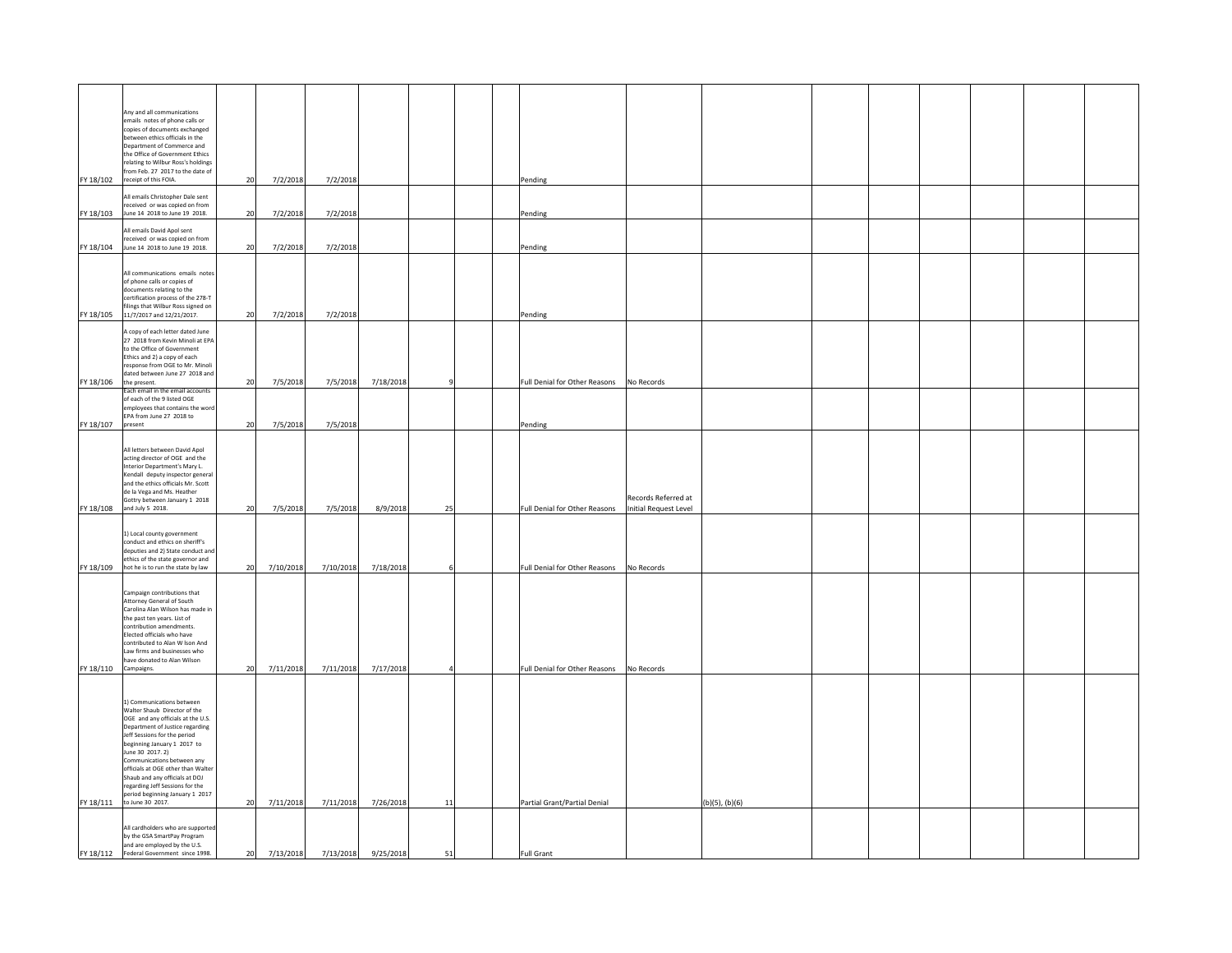| | | | | | | | | | | | | | | | | | |
|---|---|---|---|---|---|---|---|---|---|---|---|---|---|---|---|---|---|
| FY 18/102 | Any and all communications emails notes of phone calls or copies of documents exchanged between ethics officials in the Department of Commerce and the Office of Government Ethics relating to Wilbur Ross's holdings from Feb. 27 2017 to the date of receipt of this FOIA. | 20 | 7/2/2018 | 7/2/2018 | | | | | Pending | | | | | | | | |
| FY 18/103 | All emails Christopher Dale sent received or was copied on from June 14 2018 to June 19 2018. | 20 | 7/2/2018 | 7/2/2018 | | | | | Pending | | | | | | | | |
| FY 18/104 | All emails David Apol sent received or was copied on from June 14 2018 to June 19 2018. | 20 | 7/2/2018 | 7/2/2018 | | | | | Pending | | | | | | | | |
| FY 18/105 | All communications emails notes of phone calls or copies of documents relating to the certification process of the 278-T filings that Wilbur Ross signed on 11/7/2017 and 12/21/2017. | 20 | 7/2/2018 | 7/2/2018 | | | | | Pending | | | | | | | | |
| FY 18/106 | A copy of each letter dated June 27 2018 from Kevin Minoli at EPA to the Office of Government Ethics and 2) a copy of each response from OGE to Mr. Minoli dated between June 27 2018 and the present. | 20 | 7/5/2018 | 7/5/2018 | 7/18/2018 | 9 | | | Full Denial for Other Reasons | No Records | | | | | | | |
| FY 18/107 | Each email in the email accounts of each of the 9 listed OGE employees that contains the word EPA from June 27 2018 to present | 20 | 7/5/2018 | 7/5/2018 | | | | | Pending | | | | | | | | |
| FY 18/108 | All letters between David Apol acting director of OGE and the Interior Department's Mary L. Kendall deputy inspector general and the ethics officials Mr. Scott de la Vega and Ms. Heather Gottry between January 1 2018 and July 5 2018. | 20 | 7/5/2018 | 7/5/2018 | 8/9/2018 | 25 | | | Full Denial for Other Reasons | Records Referred at Initial Request Level | | | | | | | |
| FY 18/109 | 1) Local county government conduct and ethics on sheriff's deputies and 2) State conduct and ethics of the state governor and hot he is to run the state by law | 20 | 7/10/2018 | 7/10/2018 | 7/18/2018 | 6 | | | Full Denial for Other Reasons | No Records | | | | | | | |
| FY 18/110 | Campaign contributions that Attorney General of South Carolina Alan Wilson has made in the past ten years. List of contribution amendments. Elected officials who have contributed to Alan W lson And Law firms and businesses who have donated to Alan Wilson Campaigns. | 20 | 7/11/2018 | 7/11/2018 | 7/17/2018 | 4 | | | Full Denial for Other Reasons | No Records | | | | | | | |
| FY 18/111 | 1) Communications between Walter Shaub Director of the OGE and any officials at the U.S. Department of Justice regarding Jeff Sessions for the period beginning January 1 2017 to June 30 2017. 2) Communications between any officials at OGE other than Walter Shaub and any officials at DOJ regarding Jeff Sessions for the period beginning January 1 2017 to June 30 2017. | 20 | 7/11/2018 | 7/11/2018 | 7/26/2018 | 11 | | | Partial Grant/Partial Denial | | (b)(5), (b)(6) | | | | | | |
| FY 18/112 | All cardholders who are supported by the GSA SmartPay Program and are employed by the U.S. Federal Government since 1998. | 20 | 7/13/2018 | 7/13/2018 | 9/25/2018 | 51 | | | Full Grant | | | | | | | | |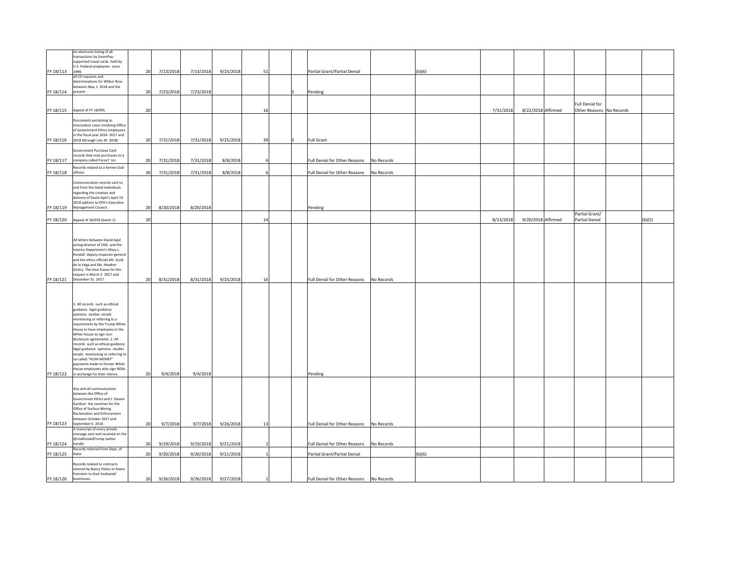| | | | | | | | | | | | | | | | | | |
|---|---|---|---|---|---|---|---|---|---|---|---|---|---|---|---|---|---|
| FY 18/113 | An electronic listing of all transactions by SmartPay-supported travel cards held by U.S. Federal employees since 1998. | 20 | 7/13/2018 | 7/13/2018 | 9/25/2018 | 51 | | | Partial Grant/Partial Denial | | (b)(6) | | | | | | |
| FY 18/114 | all CD requests and determinations for Wilbur Ross between May 1 2018 and the present. | 20 | 7/23/2018 | 7/23/2018 | | | | E | Pending | | | | | | | | |
| FY 18/115 | Appeal of FY 18/095. | 20 | | | | 16 | | | | | | 7/31/2018 | 8/22/2018 | Affirmed | Full Denial for Other Reasons | No Records | |
| FY 18/116 | Documents pertaining to misconduct cases involving Office of Government Ethics employees in the fiscal year 2016 2017 and 2018 (through July 30 2018) | 20 | 7/31/2018 | 7/31/2018 | 9/25/2018 | 39 | | E | Full Grant | | | | | | | | |
| FY 18/117 | Government Purchase Card records that note purchases to a company called Force7 Inc. | 20 | 7/31/2018 | 7/31/2018 | 8/8/2018 | 6 | | | Full Denial for Other Reasons | No Records | | | | | | | |
| FY 18/118 | Records related to a former DoD official. | 20 | 7/31/2018 | 7/31/2018 | 8/8/2018 | 6 | | | Full Denial for Other Reasons | No Records | | | | | | | |
| FY 18/119 | Communication records sent to and from the listed individuals regarding the creation and delivery of David Apol's April 13 2018 address to EPA's Executive Management Council. | 20 | 8/20/2018 | 8/20/2018 | | | | | Pending | | | | | | | | |
| FY 18/120 | Appeal of 18/039 (batch 1). | 20 | | | | 14 | | | | | | 8/23/2018 | 9/20/2018 | Affirmed | Partial Grant/ Partial Denial | | (b)(5) |
| FY 18/121 | All letters between David Apol acting director of OGE and the Interior Department's Mary L. Kendall deputy inspector general and the ethics officials Mr. Scott de la Vega and Ms. Heather Gottry. The time frame for this request is March 2 2017 and December 31 2017. | 20 | 8/31/2018 | 8/31/2018 | 9/25/2018 | 16 | | | Full Denial for Other Reasons | No Records | | | | | | | |
| FY 18/122 | 1. All records such as ethical guidance legal guidance opinions studies emails mentioning or referring to a requirement by the Trump White House to have employees in the White House to sign non-disclosure agreements. 2. All records such as ethical guidance legal guidance opinions studies emails mentioning or referring to so-called "HUSH MONEY" payments made to former White House employees who sign NDAs in exchange for their silence. | 20 | 9/4/2018 | 9/4/2018 | | | | | Pending | | | | | | | | |
| FY 18/123 | Any and all communication between the Office of Government Ethics and J. Steven Gardner the nominee for the Office of Surface Mining Reclamation and Enforcement between October 2017 and September 6 2018 | 20 | 9/7/2018 | 9/7/2018 | 9/26/2018 | 13 | | | Full Denial for Other Reasons | No Records | | | | | | | |
| FY 18/124 | A transcript of every private message sent and received on the @realDonaldTrump twitter handle | 20 | 9/19/2018 | 9/19/2018 | 9/21/2018 | 2 | | | Full Denial for Other Reasons | No Records | | | | | | | |
| FY 18/125 | Records referred from Dept. of State. | 20 | 9/20/2018 | 9/20/2018 | 9/21/2018 | 1 | | | Partial Grant/Partial Denial | | (b)(6) | | | | | | |
| FY 18/126 | Records related to contracts steered by Nancy Pelosi or Diane Feinstein to their husbands' businesses. | 20 | 9/26/2018 | 9/26/2018 | 9/27/2018 | 1 | | | Full Denial for Other Reasons | No Records | | | | | | | |